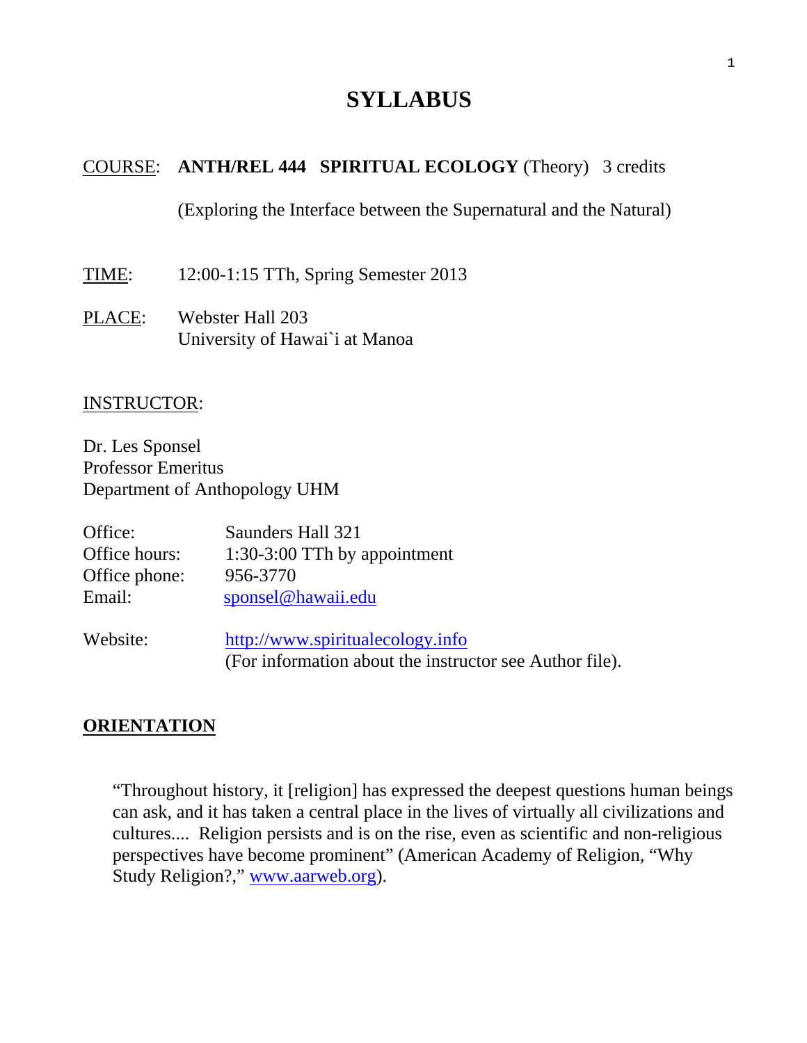# SYLLABUS

COURSE: **ANTH/REL 444 SPIRITUAL ECOLOGY** (Theory) 3 credits

(Exploring the Interface between the Supernatural and the Natural)

TIME: 12:00-1:15 TTh, Spring Semester 2013

PLACE: Webster Hall 203
University of Hawai`i at Manoa

INSTRUCTOR:

Dr. Les Sponsel
Professor Emeritus
Department of Anthopology UHM

Office: Saunders Hall 321
Office hours: 1:30-3:00 TTh by appointment
Office phone: 956-3770
Email: sponsel@hawaii.edu

Website: http://www.spiritualecology.info
(For information about the instructor see Author file).

## ORIENTATION

> "Throughout history, it [religion] has expressed the deepest questions human beings can ask, and it has taken a central place in the lives of virtually all civilizations and cultures.... Religion persists and is on the rise, even as scientific and non-religious perspectives have become prominent" (American Academy of Religion, "Why Study Religion?," www.aarweb.org).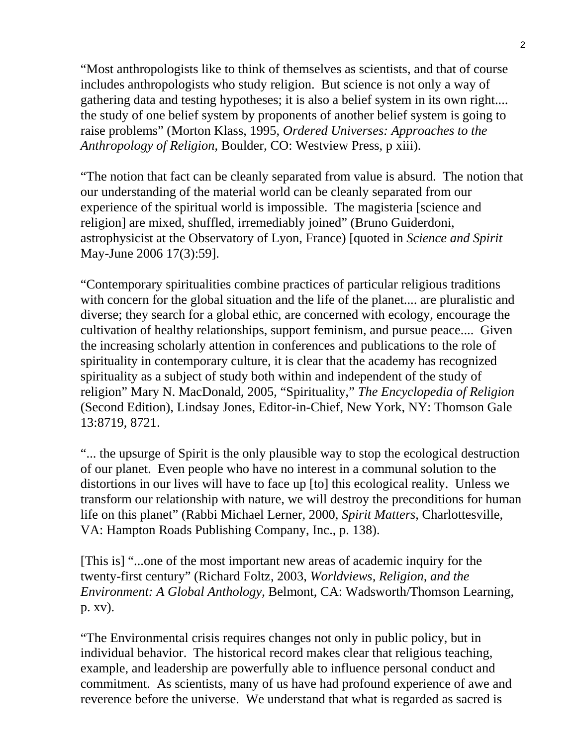"Most anthropologists like to think of themselves as scientists, and that of course includes anthropologists who study religion. But science is not only a way of gathering data and testing hypotheses; it is also a belief system in its own right.... the study of one belief system by proponents of another belief system is going to raise problems" (Morton Klass, 1995, *Ordered Universes: Approaches to the Anthropology of Religion*, Boulder, CO: Westview Press, p xiii).

"The notion that fact can be cleanly separated from value is absurd. The notion that our understanding of the material world can be cleanly separated from our experience of the spiritual world is impossible. The magisteria [science and religion] are mixed, shuffled, irremediably joined" (Bruno Guiderdoni, astrophysicist at the Observatory of Lyon, France) [quoted in *Science and Spirit* May-June 2006 17(3):59].

"Contemporary spiritualities combine practices of particular religious traditions with concern for the global situation and the life of the planet.... are pluralistic and diverse; they search for a global ethic, are concerned with ecology, encourage the cultivation of healthy relationships, support feminism, and pursue peace.... Given the increasing scholarly attention in conferences and publications to the role of spirituality in contemporary culture, it is clear that the academy has recognized spirituality as a subject of study both within and independent of the study of religion" Mary N. MacDonald, 2005, "Spirituality," *The Encyclopedia of Religion* (Second Edition), Lindsay Jones, Editor-in-Chief, New York, NY: Thomson Gale 13:8719, 8721.

"... the upsurge of Spirit is the only plausible way to stop the ecological destruction of our planet. Even people who have no interest in a communal solution to the distortions in our lives will have to face up [to] this ecological reality. Unless we transform our relationship with nature, we will destroy the preconditions for human life on this planet" (Rabbi Michael Lerner, 2000, *Spirit Matters*, Charlottesville, VA: Hampton Roads Publishing Company, Inc., p. 138).

[This is] "...one of the most important new areas of academic inquiry for the twenty-first century" (Richard Foltz, 2003, *Worldviews, Religion, and the Environment: A Global Anthology*, Belmont, CA: Wadsworth/Thomson Learning, p. xv).

"The Environmental crisis requires changes not only in public policy, but in individual behavior. The historical record makes clear that religious teaching, example, and leadership are powerfully able to influence personal conduct and commitment. As scientists, many of us have had profound experience of awe and reverence before the universe. We understand that what is regarded as sacred is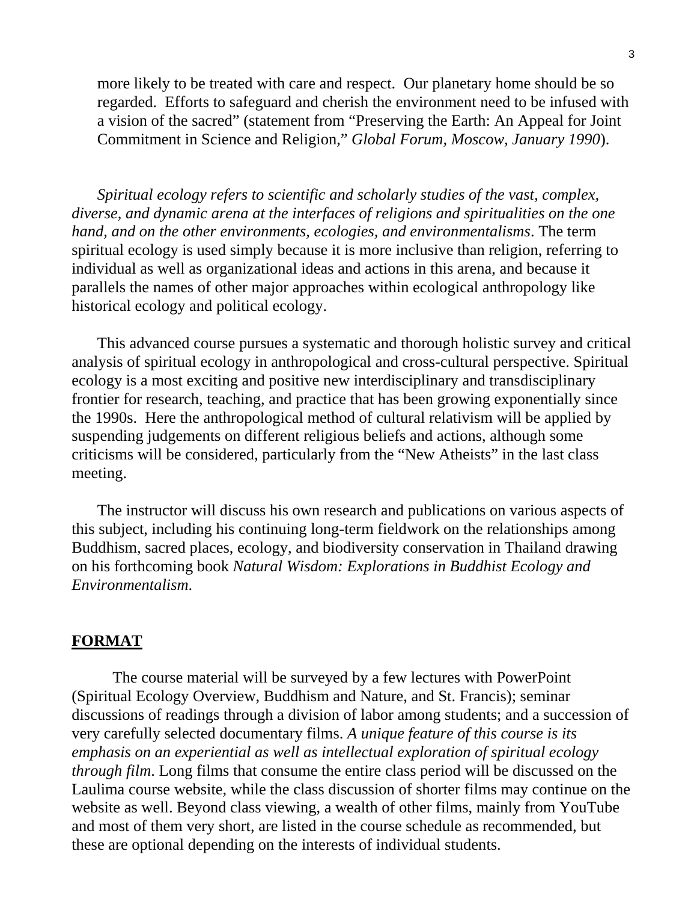more likely to be treated with care and respect. Our planetary home should be so regarded. Efforts to safeguard and cherish the environment need to be infused with a vision of the sacred" (statement from "Preserving the Earth: An Appeal for Joint Commitment in Science and Religion," *Global Forum, Moscow, January 1990*).

*Spiritual ecology refers to scientific and scholarly studies of the vast, complex, diverse, and dynamic arena at the interfaces of religions and spiritualities on the one hand, and on the other environments, ecologies, and environmentalisms*. The term spiritual ecology is used simply because it is more inclusive than religion, referring to individual as well as organizational ideas and actions in this arena, and because it parallels the names of other major approaches within ecological anthropology like historical ecology and political ecology.

This advanced course pursues a systematic and thorough holistic survey and critical analysis of spiritual ecology in anthropological and cross-cultural perspective. Spiritual ecology is a most exciting and positive new interdisciplinary and transdisciplinary frontier for research, teaching, and practice that has been growing exponentially since the 1990s. Here the anthropological method of cultural relativism will be applied by suspending judgements on different religious beliefs and actions, although some criticisms will be considered, particularly from the "New Atheists" in the last class meeting.

The instructor will discuss his own research and publications on various aspects of this subject, including his continuing long-term fieldwork on the relationships among Buddhism, sacred places, ecology, and biodiversity conservation in Thailand drawing on his forthcoming book *Natural Wisdom: Explorations in Buddhist Ecology and Environmentalism*.

## FORMAT

The course material will be surveyed by a few lectures with PowerPoint (Spiritual Ecology Overview, Buddhism and Nature, and St. Francis); seminar discussions of readings through a division of labor among students; and a succession of very carefully selected documentary films. *A unique feature of this course is its emphasis on an experiential as well as intellectual exploration of spiritual ecology through film*. Long films that consume the entire class period will be discussed on the Laulima course website, while the class discussion of shorter films may continue on the website as well. Beyond class viewing, a wealth of other films, mainly from YouTube and most of them very short, are listed in the course schedule as recommended, but these are optional depending on the interests of individual students.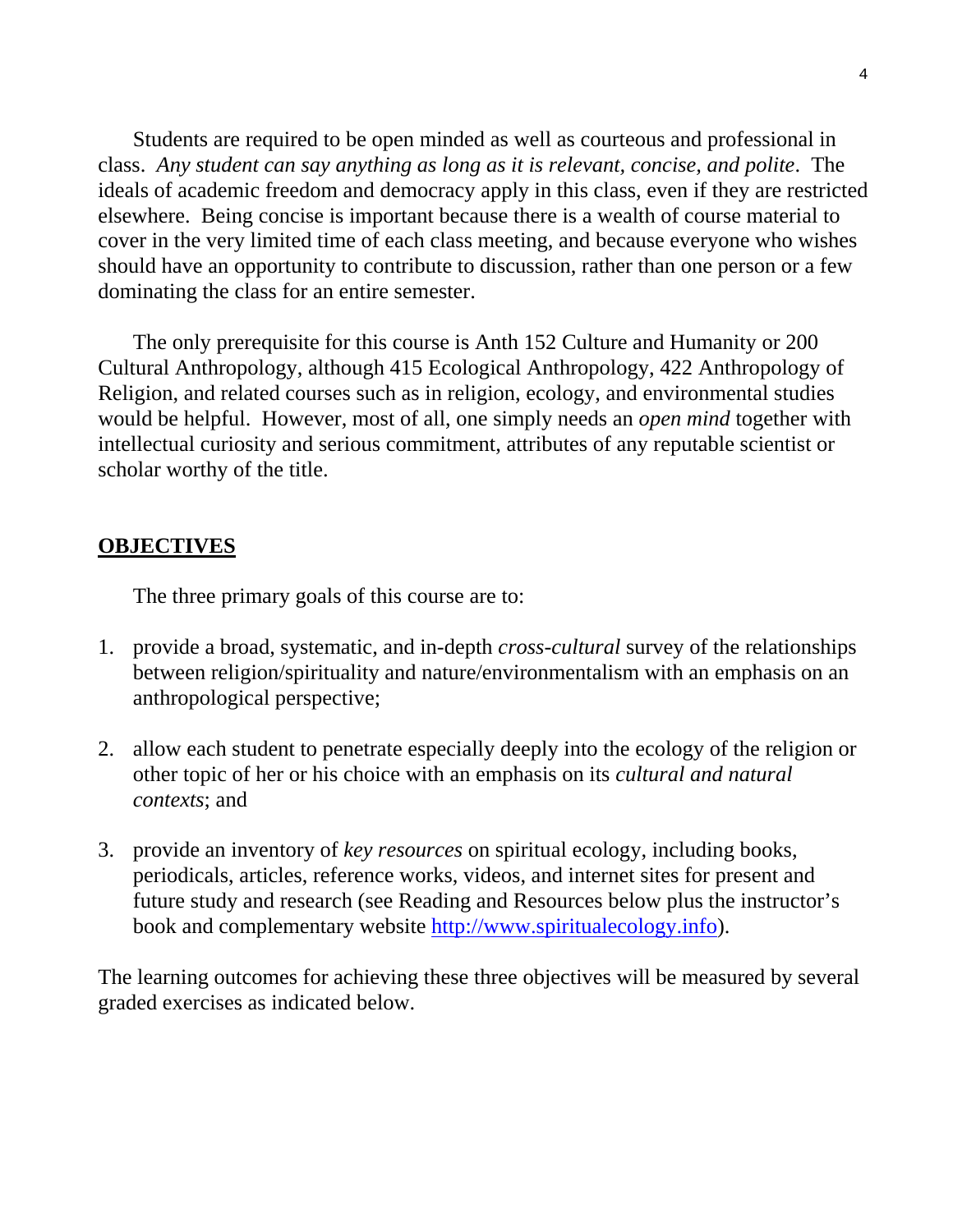Students are required to be open minded as well as courteous and professional in class. *Any student can say anything as long as it is relevant, concise, and polite*. The ideals of academic freedom and democracy apply in this class, even if they are restricted elsewhere. Being concise is important because there is a wealth of course material to cover in the very limited time of each class meeting, and because everyone who wishes should have an opportunity to contribute to discussion, rather than one person or a few dominating the class for an entire semester.

The only prerequisite for this course is Anth 152 Culture and Humanity or 200 Cultural Anthropology, although 415 Ecological Anthropology, 422 Anthropology of Religion, and related courses such as in religion, ecology, and environmental studies would be helpful. However, most of all, one simply needs an *open mind* together with intellectual curiosity and serious commitment, attributes of any reputable scientist or scholar worthy of the title.

## OBJECTIVES

The three primary goals of this course are to:

1. provide a broad, systematic, and in-depth *cross-cultural* survey of the relationships between religion/spirituality and nature/environmentalism with an emphasis on an anthropological perspective;

2. allow each student to penetrate especially deeply into the ecology of the religion or other topic of her or his choice with an emphasis on its *cultural and natural contexts*; and

3. provide an inventory of *key resources* on spiritual ecology, including books, periodicals, articles, reference works, videos, and internet sites for present and future study and research (see Reading and Resources below plus the instructor's book and complementary website [http://www.spiritualecology.info](http://www.spiritualecology.info)).

The learning outcomes for achieving these three objectives will be measured by several graded exercises as indicated below.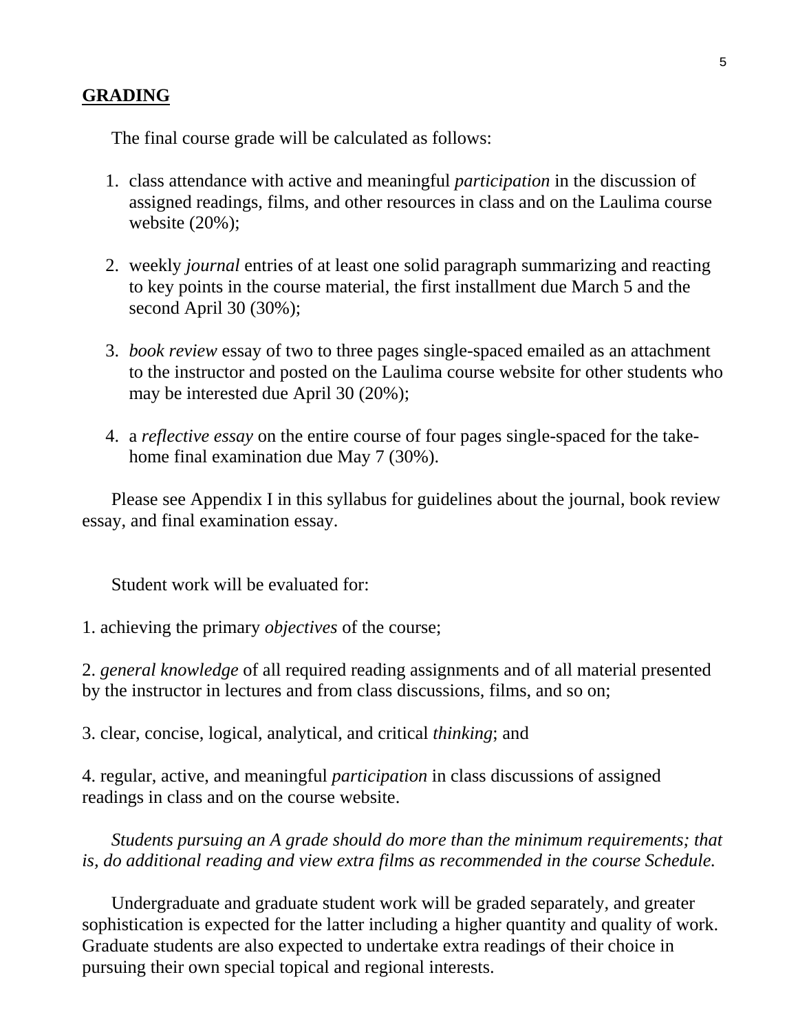## GRADING

The final course grade will be calculated as follows:

1. class attendance with active and meaningful *participation* in the discussion of assigned readings, films, and other resources in class and on the Laulima course website (20%);

2. weekly *journal* entries of at least one solid paragraph summarizing and reacting to key points in the course material, the first installment due March 5 and the second April 30 (30%);

3. *book review* essay of two to three pages single-spaced emailed as an attachment to the instructor and posted on the Laulima course website for other students who may be interested due April 30 (20%);

4. a *reflective essay* on the entire course of four pages single-spaced for the take-home final examination due May 7 (30%).

Please see Appendix I in this syllabus for guidelines about the journal, book review essay, and final examination essay.

Student work will be evaluated for:

1. achieving the primary *objectives* of the course;

2. *general knowledge* of all required reading assignments and of all material presented by the instructor in lectures and from class discussions, films, and so on;

3. clear, concise, logical, analytical, and critical *thinking*; and

4. regular, active, and meaningful *participation* in class discussions of assigned readings in class and on the course website.

*Students pursuing an A grade should do more than the minimum requirements; that is, do additional reading and view extra films as recommended in the course Schedule.*

Undergraduate and graduate student work will be graded separately, and greater sophistication is expected for the latter including a higher quantity and quality of work. Graduate students are also expected to undertake extra readings of their choice in pursuing their own special topical and regional interests.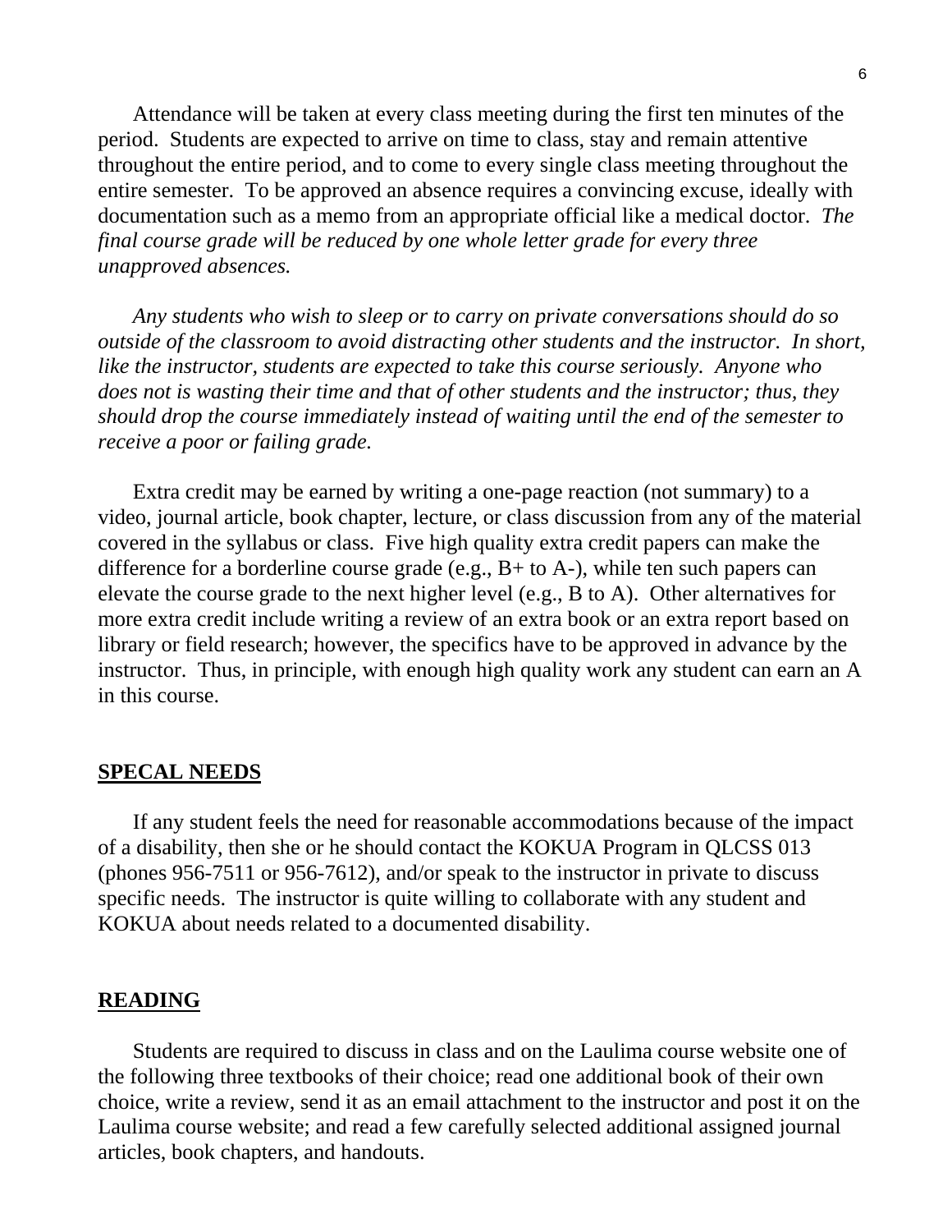Attendance will be taken at every class meeting during the first ten minutes of the period. Students are expected to arrive on time to class, stay and remain attentive throughout the entire period, and to come to every single class meeting throughout the entire semester. To be approved an absence requires a convincing excuse, ideally with documentation such as a memo from an appropriate official like a medical doctor. *The final course grade will be reduced by one whole letter grade for every three unapproved absences.*

*Any students who wish to sleep or to carry on private conversations should do so outside of the classroom to avoid distracting other students and the instructor. In short, like the instructor, students are expected to take this course seriously. Anyone who does not is wasting their time and that of other students and the instructor; thus, they should drop the course immediately instead of waiting until the end of the semester to receive a poor or failing grade.*

Extra credit may be earned by writing a one-page reaction (not summary) to a video, journal article, book chapter, lecture, or class discussion from any of the material covered in the syllabus or class. Five high quality extra credit papers can make the difference for a borderline course grade (e.g., B+ to A-), while ten such papers can elevate the course grade to the next higher level (e.g., B to A). Other alternatives for more extra credit include writing a review of an extra book or an extra report based on library or field research; however, the specifics have to be approved in advance by the instructor. Thus, in principle, with enough high quality work any student can earn an A in this course.

## SPECAL NEEDS

If any student feels the need for reasonable accommodations because of the impact of a disability, then she or he should contact the KOKUA Program in QLCSS 013 (phones 956-7511 or 956-7612), and/or speak to the instructor in private to discuss specific needs. The instructor is quite willing to collaborate with any student and KOKUA about needs related to a documented disability.

## READING

Students are required to discuss in class and on the Laulima course website one of the following three textbooks of their choice; read one additional book of their own choice, write a review, send it as an email attachment to the instructor and post it on the Laulima course website; and read a few carefully selected additional assigned journal articles, book chapters, and handouts.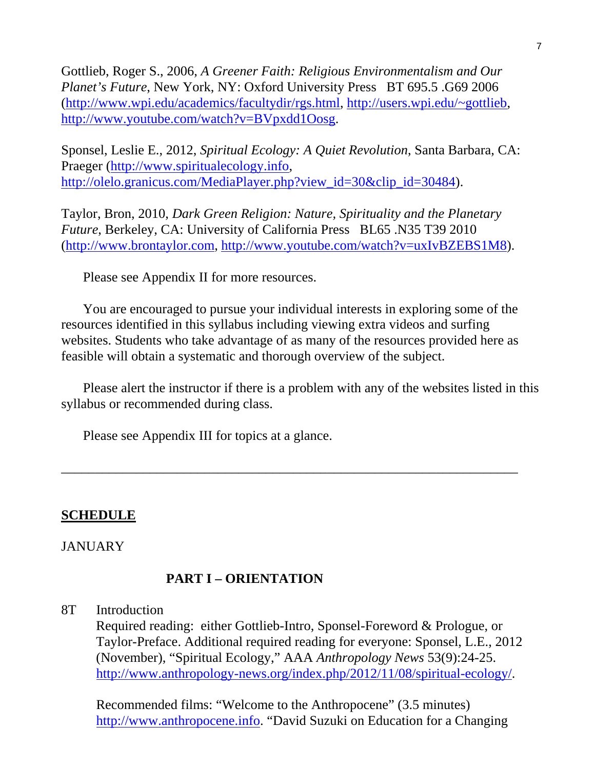Gottlieb, Roger S., 2006, *A Greener Faith: Religious Environmentalism and Our Planet's Future*, New York, NY: Oxford University Press   BT 695.5 .G69 2006 (http://www.wpi.edu/academics/facultydir/rgs.html, http://users.wpi.edu/~gottlieb, http://www.youtube.com/watch?v=BVpxdd1Oosg.

Sponsel, Leslie E., 2012, *Spiritual Ecology: A Quiet Revolution*, Santa Barbara, CA: Praeger (http://www.spiritualecology.info, http://olelo.granicus.com/MediaPlayer.php?view_id=30&clip_id=30484).

Taylor, Bron, 2010, *Dark Green Religion: Nature, Spirituality and the Planetary Future*, Berkeley, CA: University of California Press   BL65 .N35 T39 2010 (http://www.brontaylor.com, http://www.youtube.com/watch?v=uxIvBZEBS1M8).

Please see Appendix II for more resources.

You are encouraged to pursue your individual interests in exploring some of the resources identified in this syllabus including viewing extra videos and surfing websites. Students who take advantage of as many of the resources provided here as feasible will obtain a systematic and thorough overview of the subject.

Please alert the instructor if there is a problem with any of the websites listed in this syllabus or recommended during class.

Please see Appendix III for topics at a glance.

---

**SCHEDULE**

JANUARY

**PART I – ORIENTATION**

8T   Introduction
Required reading: either Gottlieb-Intro, Sponsel-Foreword & Prologue, or Taylor-Preface. Additional required reading for everyone: Sponsel, L.E., 2012 (November), "Spiritual Ecology," AAA *Anthropology News* 53(9):24-25. http://www.anthropology-news.org/index.php/2012/11/08/spiritual-ecology/.

Recommended films: "Welcome to the Anthropocene" (3.5 minutes) http://www.anthropocene.info. "David Suzuki on Education for a Changing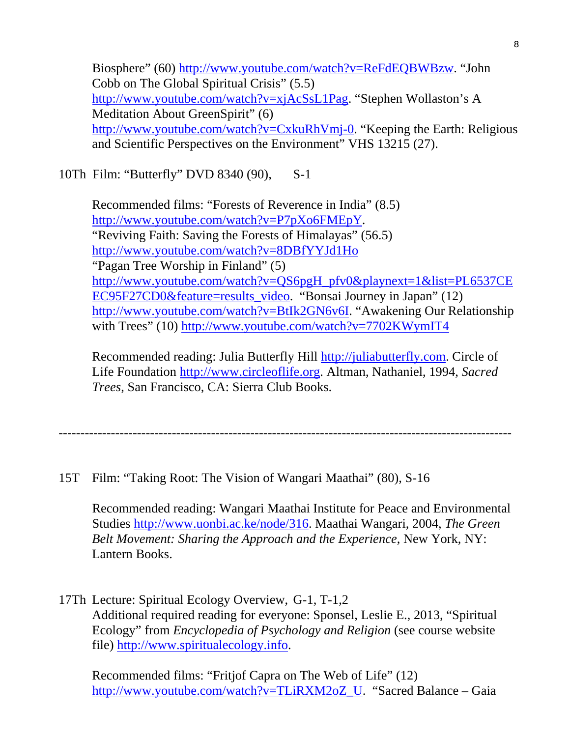Biosphere” (60) http://www.youtube.com/watch?v=ReFdEQBWBzw. “John Cobb on The Global Spiritual Crisis” (5.5) http://www.youtube.com/watch?v=xjAcSsL1Pag. “Stephen Wollaston’s A Meditation About GreenSpirit” (6) http://www.youtube.com/watch?v=CxkuRhVmj-0. “Keeping the Earth: Religious and Scientific Perspectives on the Environment” VHS 13215 (27).

10Th Film: “Butterfly” DVD 8340 (90), S-1

Recommended films: “Forests of Reverence in India” (8.5) http://www.youtube.com/watch?v=P7pXo6FMEpY. “Reviving Faith: Saving the Forests of Himalayas” (56.5) http://www.youtube.com/watch?v=8DBfYYJd1Ho “Pagan Tree Worship in Finland” (5) http://www.youtube.com/watch?v=QS6pgH_pfv0&playnext=1&list=PL6537CEEC95F27CD0&feature=results_video. “Bonsai Journey in Japan” (12) http://www.youtube.com/watch?v=BtIk2GN6v6I. “Awakening Our Relationship with Trees” (10) http://www.youtube.com/watch?v=7702KWymIT4

Recommended reading: Julia Butterfly Hill http://juliabutterfly.com. Circle of Life Foundation http://www.circleoflife.org. Altman, Nathaniel, 1994, *Sacred Trees*, San Francisco, CA: Sierra Club Books.

---

15T Film: “Taking Root: The Vision of Wangari Maathai” (80), S-16

Recommended reading: Wangari Maathai Institute for Peace and Environmental Studies http://www.uonbi.ac.ke/node/316. Maathai Wangari, 2004, *The Green Belt Movement: Sharing the Approach and the Experience*, New York, NY: Lantern Books.

17Th Lecture: Spiritual Ecology Overview, G-1, T-1,2
Additional required reading for everyone: Sponsel, Leslie E., 2013, “Spiritual Ecology” from *Encyclopedia of Psychology and Religion* (see course website file) http://www.spiritualecology.info.

Recommended films: “Fritjof Capra on The Web of Life” (12) http://www.youtube.com/watch?v=TLiRXM2oZ_U. “Sacred Balance – Gaia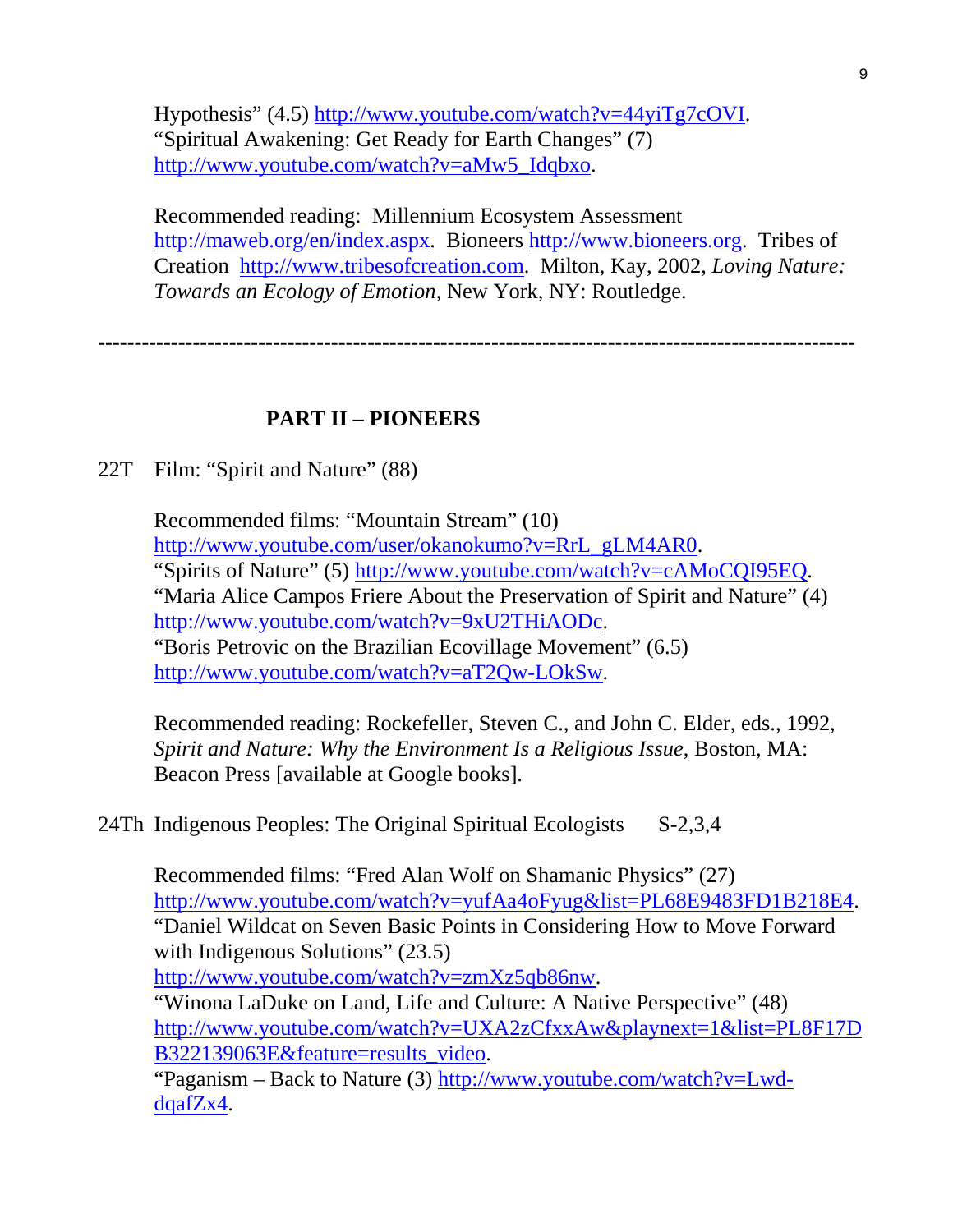Hypothesis" (4.5) http://www.youtube.com/watch?v=44yiTg7cOVI.
"Spiritual Awakening: Get Ready for Earth Changes" (7)
http://www.youtube.com/watch?v=aMw5_Idqbxo.

Recommended reading: Millennium Ecosystem Assessment http://maweb.org/en/index.aspx. Bioneers http://www.bioneers.org. Tribes of Creation http://www.tribesofcreation.com. Milton, Kay, 2002, *Loving Nature: Towards an Ecology of Emotion*, New York, NY: Routledge.

---

## PART II – PIONEERS

22T Film: "Spirit and Nature" (88)

Recommended films: "Mountain Stream" (10)
http://www.youtube.com/user/okanokumo?v=RrL_gLM4AR0.
"Spirits of Nature" (5) http://www.youtube.com/watch?v=cAMoCQI95EQ.
"Maria Alice Campos Friere About the Preservation of Spirit and Nature" (4)
http://www.youtube.com/watch?v=9xU2THiAODc.
"Boris Petrovic on the Brazilian Ecovillage Movement" (6.5)
http://www.youtube.com/watch?v=aT2Qw-LOkSw.

Recommended reading: Rockefeller, Steven C., and John C. Elder, eds., 1992, *Spirit and Nature: Why the Environment Is a Religious Issue*, Boston, MA: Beacon Press [available at Google books].

24Th Indigenous Peoples: The Original Spiritual Ecologists S-2,3,4

Recommended films: "Fred Alan Wolf on Shamanic Physics" (27)
http://www.youtube.com/watch?v=yufAa4oFyug&list=PL68E9483FD1B218E4.
"Daniel Wildcat on Seven Basic Points in Considering How to Move Forward with Indigenous Solutions" (23.5)
http://www.youtube.com/watch?v=zmXz5qb86nw.
"Winona LaDuke on Land, Life and Culture: A Native Perspective" (48)
http://www.youtube.com/watch?v=UXA2zCfxxAw&playnext=1&list=PL8F17DB322139063E&feature=results_video.
"Paganism – Back to Nature (3) http://www.youtube.com/watch?v=Lwd-dqafZx4.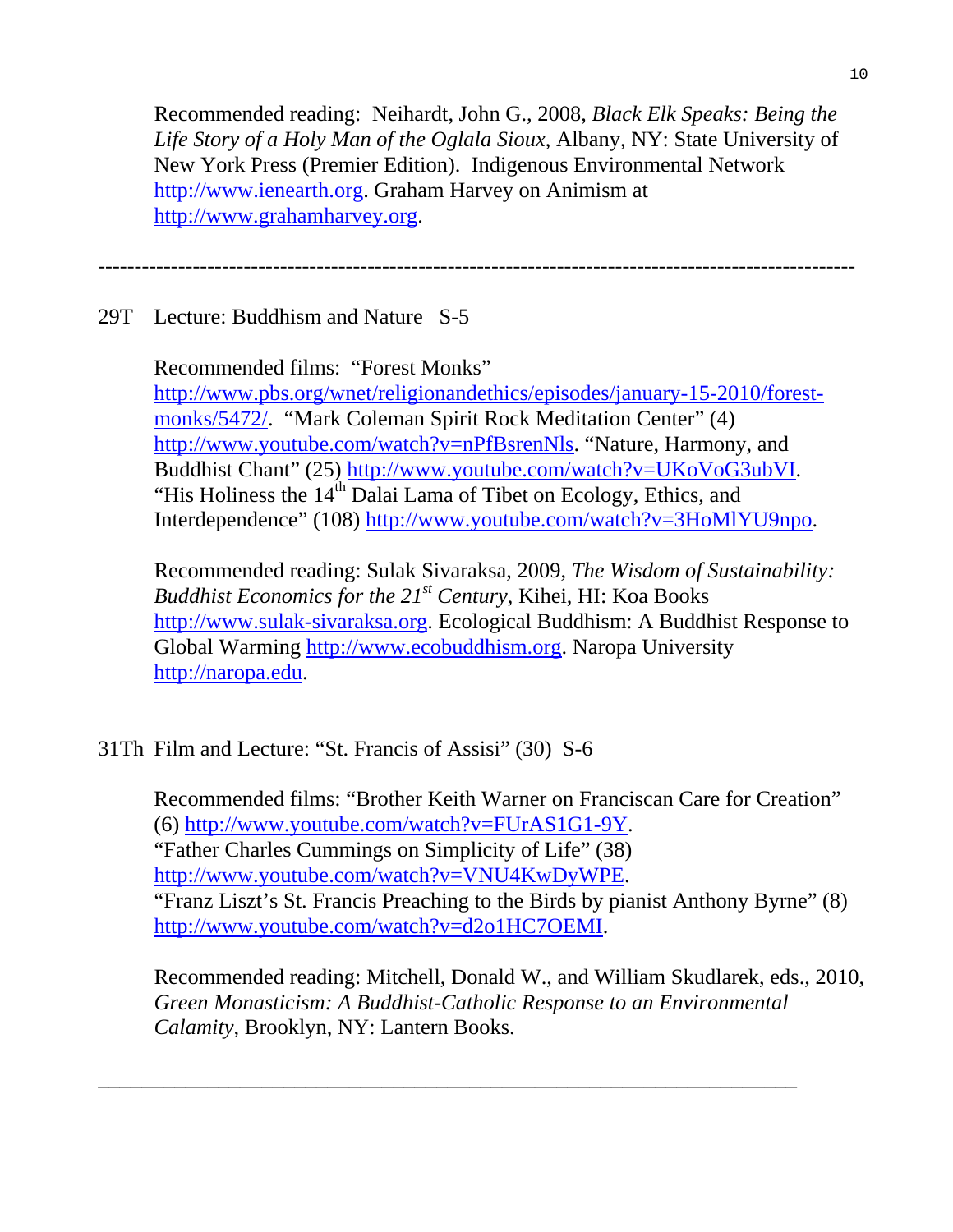Recommended reading: Neihardt, John G., 2008, *Black Elk Speaks: Being the Life Story of a Holy Man of the Oglala Sioux*, Albany, NY: State University of New York Press (Premier Edition). Indigenous Environmental Network http://www.ienearth.org. Graham Harvey on Animism at http://www.grahamharvey.org.

---

29T Lecture: Buddhism and Nature S-5

Recommended films: "Forest Monks" http://www.pbs.org/wnet/religionandethics/episodes/january-15-2010/forest-monks/5472/. "Mark Coleman Spirit Rock Meditation Center" (4) http://www.youtube.com/watch?v=nPfBsrenNls. "Nature, Harmony, and Buddhist Chant" (25) http://www.youtube.com/watch?v=UKoVoG3ubVI. "His Holiness the 14th Dalai Lama of Tibet on Ecology, Ethics, and Interdependence" (108) http://www.youtube.com/watch?v=3HoMlYU9npo.

Recommended reading: Sulak Sivaraksa, 2009, *The Wisdom of Sustainability: Buddhist Economics for the 21st Century*, Kihei, HI: Koa Books http://www.sulak-sivaraksa.org. Ecological Buddhism: A Buddhist Response to Global Warming http://www.ecobuddhism.org. Naropa University http://naropa.edu.

31Th Film and Lecture: "St. Francis of Assisi" (30) S-6

Recommended films: "Brother Keith Warner on Franciscan Care for Creation" (6) http://www.youtube.com/watch?v=FUrAS1G1-9Y.
"Father Charles Cummings on Simplicity of Life" (38) http://www.youtube.com/watch?v=VNU4KwDyWPE.
"Franz Liszt's St. Francis Preaching to the Birds by pianist Anthony Byrne" (8) http://www.youtube.com/watch?v=d2o1HC7OEMI.

Recommended reading: Mitchell, Donald W., and William Skudlarek, eds., 2010, *Green Monasticism: A Buddhist-Catholic Response to an Environmental Calamity*, Brooklyn, NY: Lantern Books.

---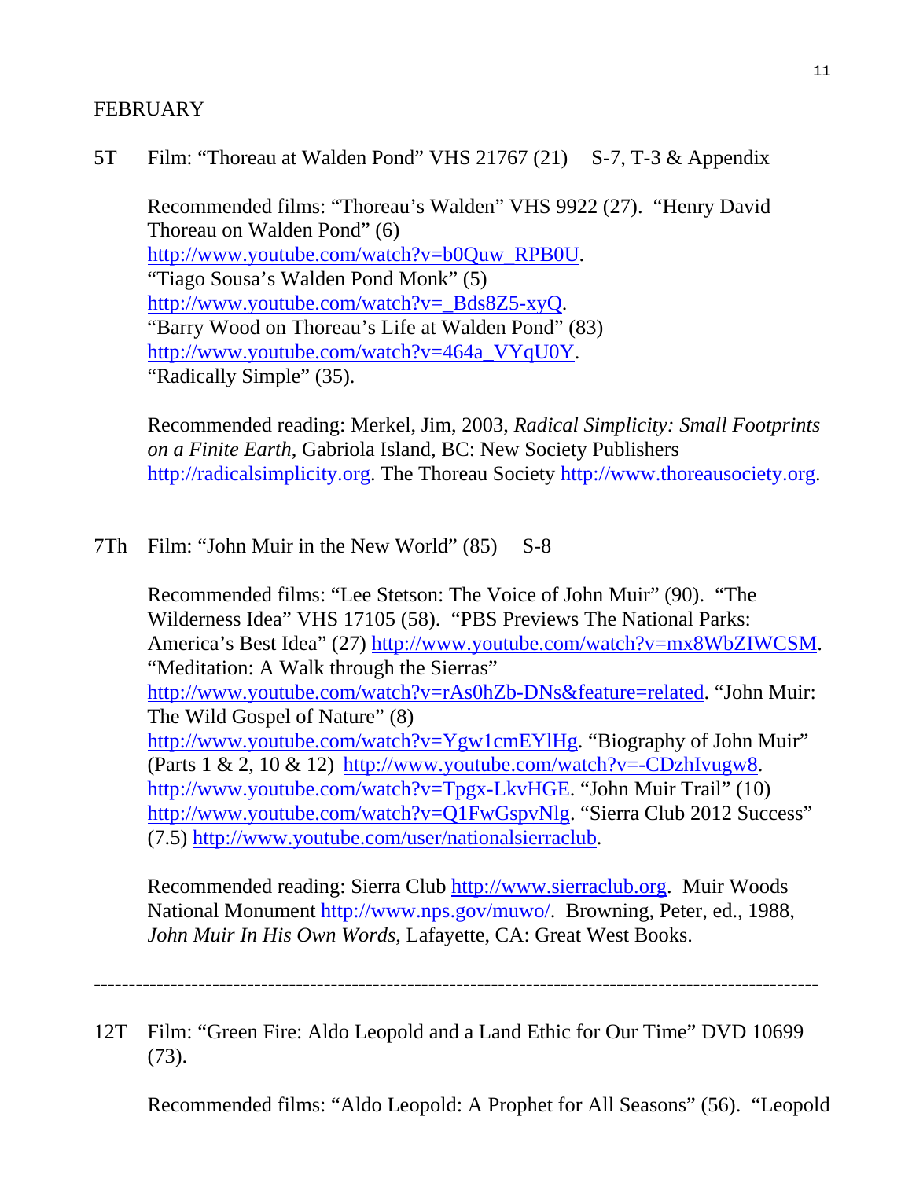FEBRUARY

5T Film: "Thoreau at Walden Pond" VHS 21767 (21) S-7, T-3 & Appendix

Recommended films: "Thoreau's Walden" VHS 9922 (27). "Henry David Thoreau on Walden Pond" (6) http://www.youtube.com/watch?v=b0Quw_RPB0U. "Tiago Sousa's Walden Pond Monk" (5) http://www.youtube.com/watch?v=_Bds8Z5-xyQ. "Barry Wood on Thoreau's Life at Walden Pond" (83) http://www.youtube.com/watch?v=464a_VYqU0Y. "Radically Simple" (35).

Recommended reading: Merkel, Jim, 2003, *Radical Simplicity: Small Footprints on a Finite Earth*, Gabriola Island, BC: New Society Publishers http://radicalsimplicity.org. The Thoreau Society http://www.thoreausociety.org.

7Th Film: "John Muir in the New World" (85) S-8

Recommended films: "Lee Stetson: The Voice of John Muir" (90). "The Wilderness Idea" VHS 17105 (58). "PBS Previews The National Parks: America's Best Idea" (27) http://www.youtube.com/watch?v=mx8WbZIWCSM. "Meditation: A Walk through the Sierras" http://www.youtube.com/watch?v=rAs0hZb-DNs&feature=related. "John Muir: The Wild Gospel of Nature" (8) http://www.youtube.com/watch?v=Ygw1cmEYlHg. "Biography of John Muir" (Parts 1 & 2, 10 & 12) http://www.youtube.com/watch?v=-CDzhIvugw8. http://www.youtube.com/watch?v=Tpgx-LkvHGE. "John Muir Trail" (10) http://www.youtube.com/watch?v=Q1FwGspvNlg. "Sierra Club 2012 Success" (7.5) http://www.youtube.com/user/nationalsierraclub.

Recommended reading: Sierra Club http://www.sierraclub.org. Muir Woods National Monument http://www.nps.gov/muwo/. Browning, Peter, ed., 1988, *John Muir In His Own Words*, Lafayette, CA: Great West Books.

---

12T Film: "Green Fire: Aldo Leopold and a Land Ethic for Our Time" DVD 10699 (73).

Recommended films: "Aldo Leopold: A Prophet for All Seasons" (56). "Leopold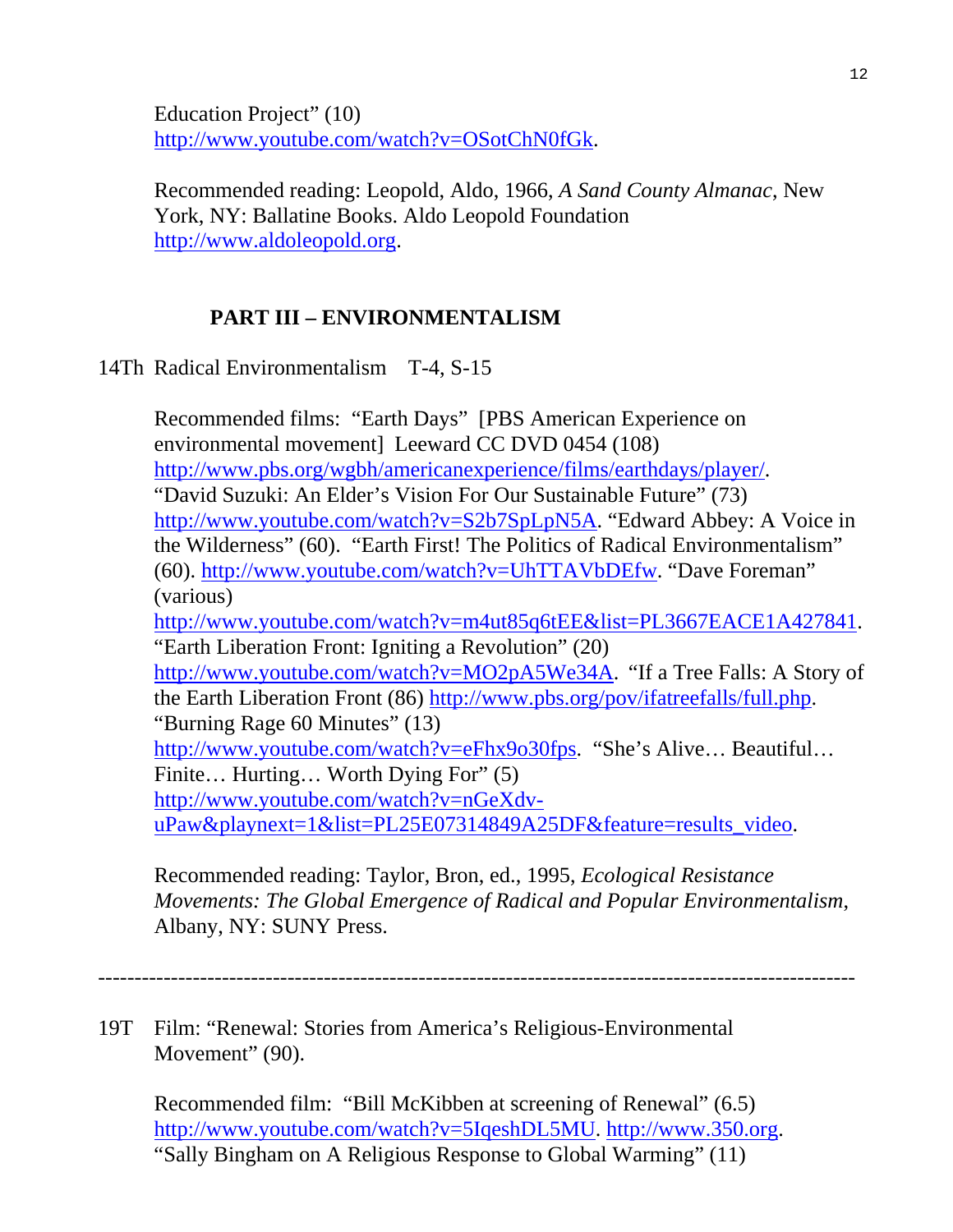Education Project" (10) http://www.youtube.com/watch?v=OSotChN0fGk.

Recommended reading: Leopold, Aldo, 1966, *A Sand County Almanac*, New York, NY: Ballatine Books. Aldo Leopold Foundation http://www.aldoleopold.org.

## PART III – ENVIRONMENTALISM

14Th Radical Environmentalism T-4, S-15

Recommended films: "Earth Days" [PBS American Experience on environmental movement] Leeward CC DVD 0454 (108) http://www.pbs.org/wgbh/americanexperience/films/earthdays/player/. "David Suzuki: An Elder's Vision For Our Sustainable Future" (73) http://www.youtube.com/watch?v=S2b7SpLpN5A. "Edward Abbey: A Voice in the Wilderness" (60). "Earth First! The Politics of Radical Environmentalism" (60). http://www.youtube.com/watch?v=UhTTAVbDEfw. "Dave Foreman" (various) http://www.youtube.com/watch?v=m4ut85q6tEE&list=PL3667EACE1A427841. "Earth Liberation Front: Igniting a Revolution" (20) http://www.youtube.com/watch?v=MO2pA5We34A. "If a Tree Falls: A Story of the Earth Liberation Front (86) http://www.pbs.org/pov/ifatreefalls/full.php. "Burning Rage 60 Minutes" (13) http://www.youtube.com/watch?v=eFhx9o30fps. "She's Alive… Beautiful… Finite… Hurting… Worth Dying For" (5) http://www.youtube.com/watch?v=nGeXdv-uPaw&playnext=1&list=PL25E07314849A25DF&feature=results_video.

Recommended reading: Taylor, Bron, ed., 1995, *Ecological Resistance Movements: The Global Emergence of Radical and Popular Environmentalism*, Albany, NY: SUNY Press.

---

19T Film: "Renewal: Stories from America's Religious-Environmental Movement" (90).

Recommended film: "Bill McKibben at screening of Renewal" (6.5) http://www.youtube.com/watch?v=5IqeshDL5MU. http://www.350.org. "Sally Bingham on A Religious Response to Global Warming" (11)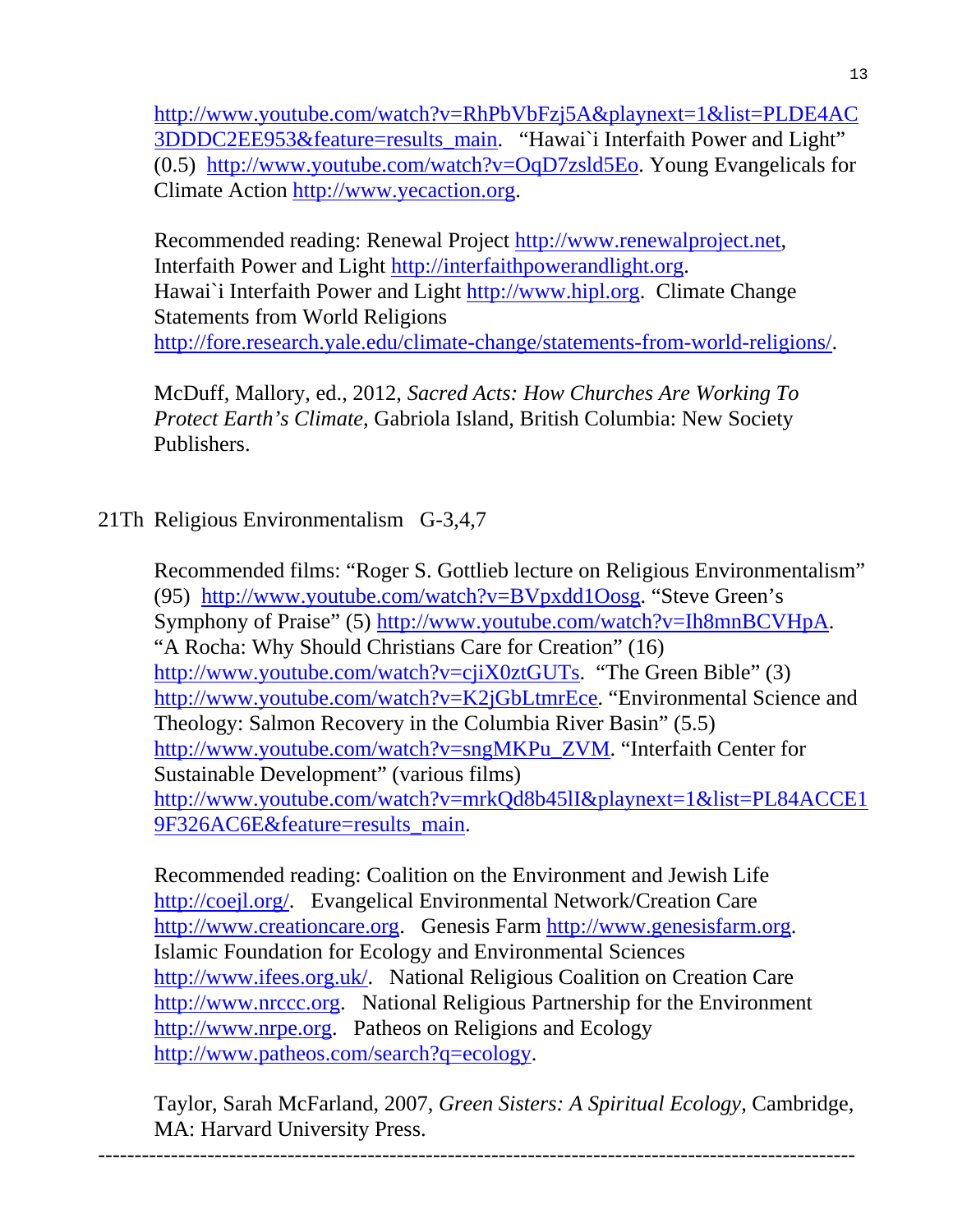http://www.youtube.com/watch?v=RhPbVbFzj5A&playnext=1&list=PLDE4AC3DDDC2EE953&feature=results_main. "Hawai`i Interfaith Power and Light" (0.5) http://www.youtube.com/watch?v=OqD7zsld5Eo. Young Evangelicals for Climate Action http://www.yecaction.org.

Recommended reading: Renewal Project http://www.renewalproject.net, Interfaith Power and Light http://interfaithpowerandlight.org. Hawai`i Interfaith Power and Light http://www.hipl.org. Climate Change Statements from World Religions http://fore.research.yale.edu/climate-change/statements-from-world-religions/.

McDuff, Mallory, ed., 2012, *Sacred Acts: How Churches Are Working To Protect Earth's Climate*, Gabriola Island, British Columbia: New Society Publishers.

21Th Religious Environmentalism G-3,4,7

Recommended films: "Roger S. Gottlieb lecture on Religious Environmentalism" (95) http://www.youtube.com/watch?v=BVpxdd1Oosg. "Steve Green's Symphony of Praise" (5) http://www.youtube.com/watch?v=Ih8mnBCVHpA. "A Rocha: Why Should Christians Care for Creation" (16) http://www.youtube.com/watch?v=cjiX0ztGUTs. "The Green Bible" (3) http://www.youtube.com/watch?v=K2jGbLtmrEce. "Environmental Science and Theology: Salmon Recovery in the Columbia River Basin" (5.5) http://www.youtube.com/watch?v=sngMKPu_ZVM. "Interfaith Center for Sustainable Development" (various films) http://www.youtube.com/watch?v=mrkQd8b45lI&playnext=1&list=PL84ACCE19F326AC6E&feature=results_main.

Recommended reading: Coalition on the Environment and Jewish Life http://coejl.org/. Evangelical Environmental Network/Creation Care http://www.creationcare.org. Genesis Farm http://www.genesisfarm.org. Islamic Foundation for Ecology and Environmental Sciences http://www.ifees.org.uk/. National Religious Coalition on Creation Care http://www.nrccc.org. National Religious Partnership for the Environment http://www.nrpe.org. Patheos on Religions and Ecology http://www.patheos.com/search?q=ecology.

Taylor, Sarah McFarland, 2007, *Green Sisters: A Spiritual Ecology*, Cambridge, MA: Harvard University Press.

---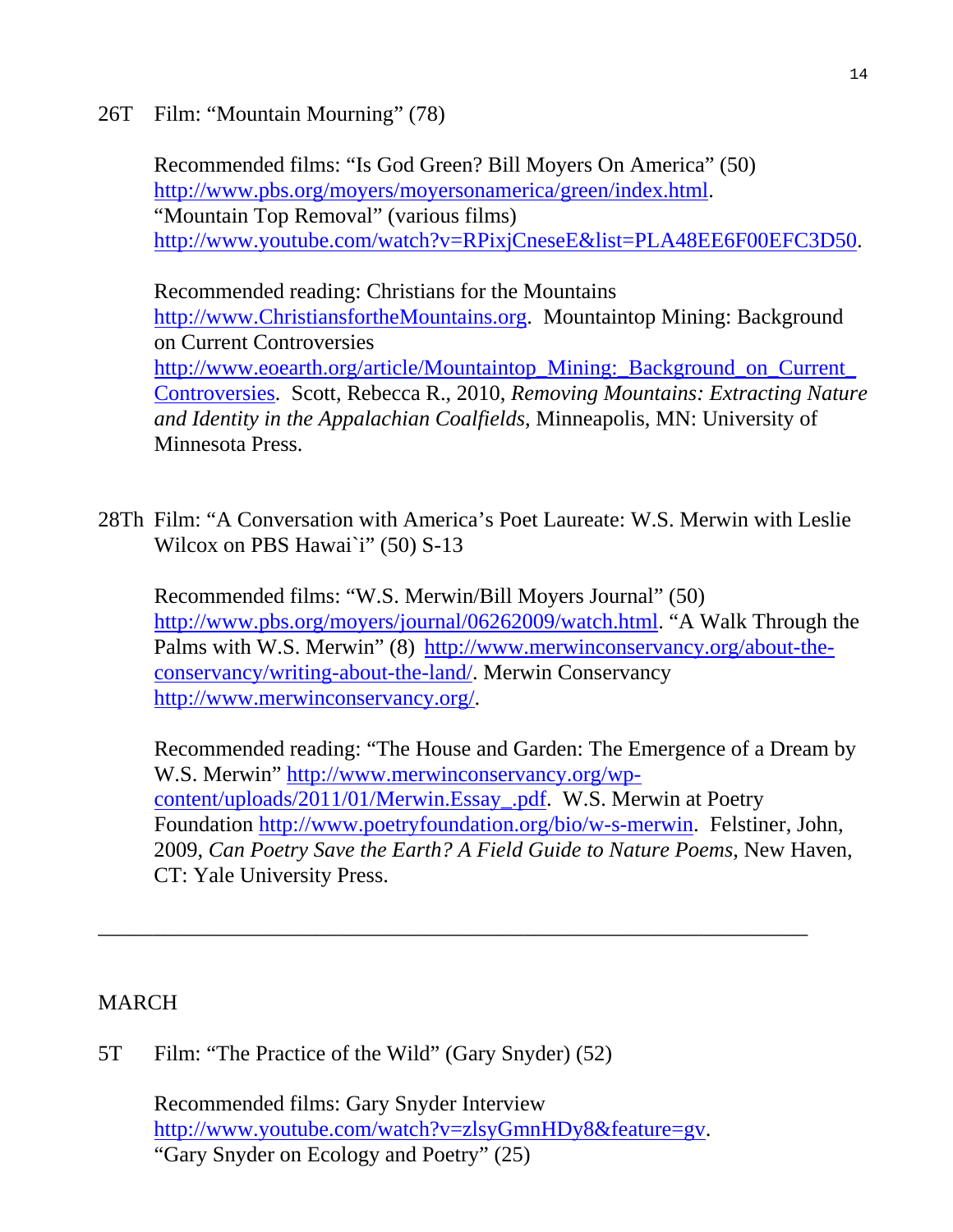26T Film: "Mountain Mourning" (78)

Recommended films: "Is God Green? Bill Moyers On America" (50) http://www.pbs.org/moyers/moyersonamerica/green/index.html. "Mountain Top Removal" (various films) http://www.youtube.com/watch?v=RPixjCneseE&list=PLA48EE6F00EFC3D50.

Recommended reading: Christians for the Mountains http://www.ChristiansfortheMountains.org. Mountaintop Mining: Background on Current Controversies http://www.eoearth.org/article/Mountaintop_Mining:_Background_on_Current_Controversies. Scott, Rebecca R., 2010, *Removing Mountains: Extracting Nature and Identity in the Appalachian Coalfields*, Minneapolis, MN: University of Minnesota Press.

28Th Film: "A Conversation with America's Poet Laureate: W.S. Merwin with Leslie Wilcox on PBS Hawai`i" (50) S-13

Recommended films: "W.S. Merwin/Bill Moyers Journal" (50) http://www.pbs.org/moyers/journal/06262009/watch.html. "A Walk Through the Palms with W.S. Merwin" (8) http://www.merwinconservancy.org/about-the-conservancy/writing-about-the-land/. Merwin Conservancy http://www.merwinconservancy.org/.

Recommended reading: "The House and Garden: The Emergence of a Dream by W.S. Merwin" http://www.merwinconservancy.org/wp-content/uploads/2011/01/Merwin.Essay_.pdf. W.S. Merwin at Poetry Foundation http://www.poetryfoundation.org/bio/w-s-merwin. Felstiner, John, 2009, *Can Poetry Save the Earth? A Field Guide to Nature Poems*, New Haven, CT: Yale University Press.

---

MARCH

5T Film: "The Practice of the Wild" (Gary Snyder) (52)

Recommended films: Gary Snyder Interview http://www.youtube.com/watch?v=zlsyGmnHDy8&feature=gv. "Gary Snyder on Ecology and Poetry" (25)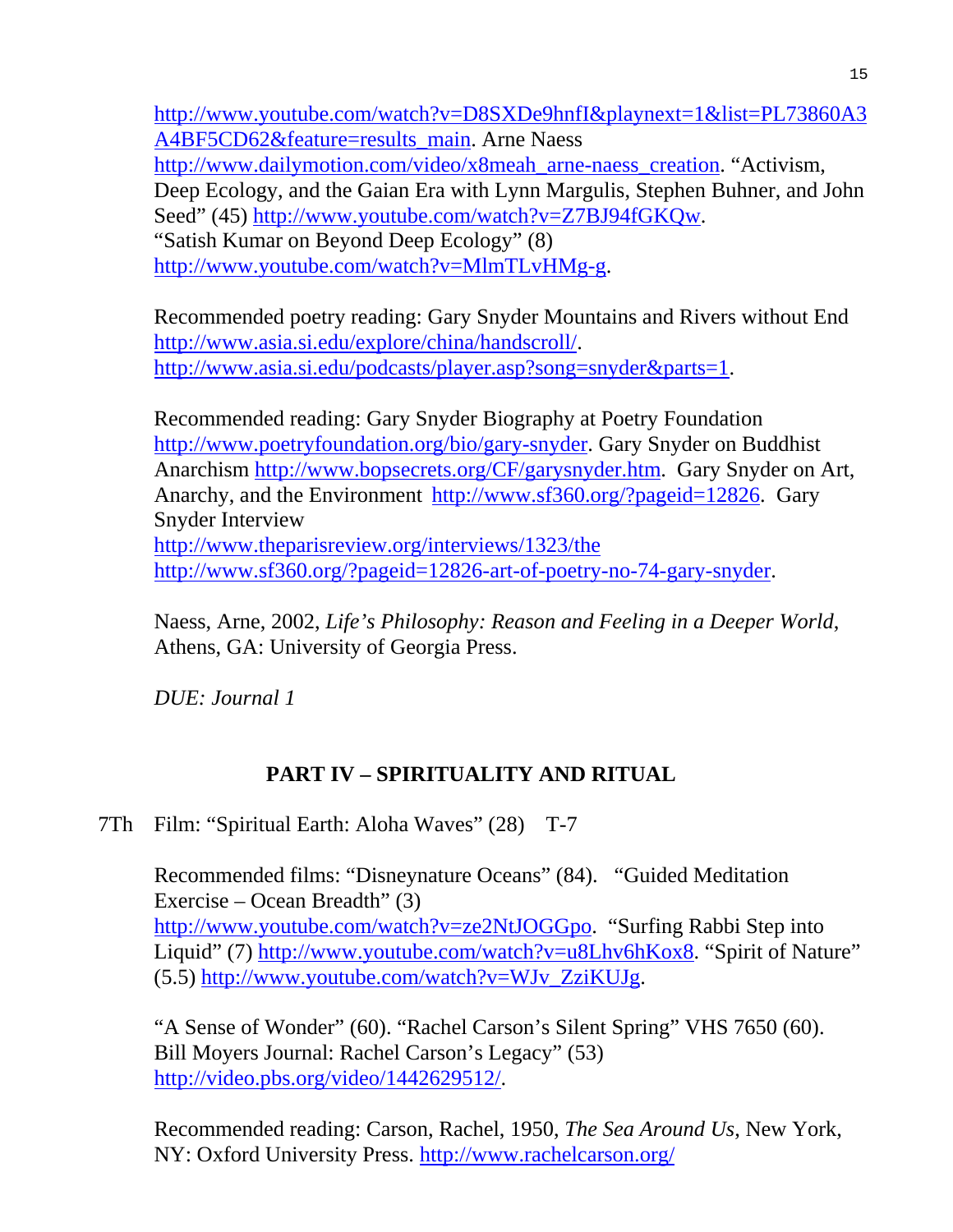http://www.youtube.com/watch?v=D8SXDe9hnfI&playnext=1&list=PL73860A3A4BF5CD62&feature=results_main. Arne Naess http://www.dailymotion.com/video/x8meah_arne-naess_creation. "Activism, Deep Ecology, and the Gaian Era with Lynn Margulis, Stephen Buhner, and John Seed" (45) http://www.youtube.com/watch?v=Z7BJ94fGKQw. "Satish Kumar on Beyond Deep Ecology" (8) http://www.youtube.com/watch?v=MlmTLvHMg-g.

Recommended poetry reading: Gary Snyder Mountains and Rivers without End http://www.asia.si.edu/explore/china/handscroll/. http://www.asia.si.edu/podcasts/player.asp?song=snyder&parts=1.

Recommended reading: Gary Snyder Biography at Poetry Foundation http://www.poetryfoundation.org/bio/gary-snyder. Gary Snyder on Buddhist Anarchism http://www.bopsecrets.org/CF/garysnyder.htm. Gary Snyder on Art, Anarchy, and the Environment http://www.sf360.org/?pageid=12826. Gary Snyder Interview
http://www.theparisreview.org/interviews/1323/the
http://www.sf360.org/?pageid=12826-art-of-poetry-no-74-gary-snyder.

Naess, Arne, 2002, *Life's Philosophy: Reason and Feeling in a Deeper World*, Athens, GA: University of Georgia Press.

*DUE: Journal 1*

## PART IV – SPIRITUALITY AND RITUAL

7Th Film: "Spiritual Earth: Aloha Waves" (28) T-7

Recommended films: "Disneynature Oceans" (84). "Guided Meditation Exercise – Ocean Breadth" (3) http://www.youtube.com/watch?v=ze2NtJOGGpo. "Surfing Rabbi Step into Liquid" (7) http://www.youtube.com/watch?v=u8Lhv6hKox8. "Spirit of Nature" (5.5) http://www.youtube.com/watch?v=WJv_ZziKUJg.

"A Sense of Wonder" (60). "Rachel Carson's Silent Spring" VHS 7650 (60). Bill Moyers Journal: Rachel Carson's Legacy" (53) http://video.pbs.org/video/1442629512/.

Recommended reading: Carson, Rachel, 1950, *The Sea Around Us*, New York, NY: Oxford University Press. http://www.rachelcarson.org/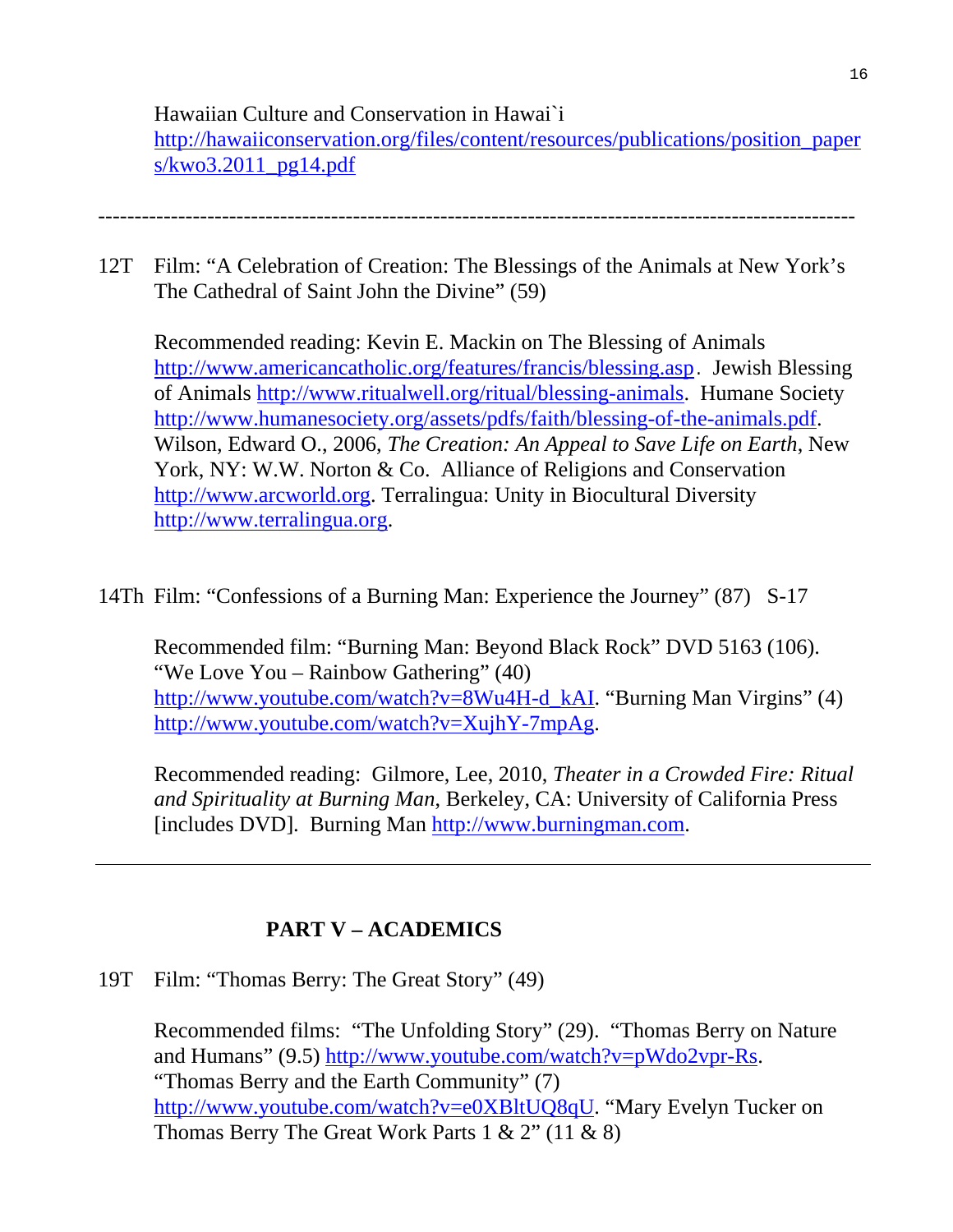Hawaiian Culture and Conservation in Hawai`i
http://hawaiiconservation.org/files/content/resources/publications/position_papers/kwo3.2011_pg14.pdf

---

12T Film: "A Celebration of Creation: The Blessings of the Animals at New York's The Cathedral of Saint John the Divine" (59)

Recommended reading: Kevin E. Mackin on The Blessing of Animals http://www.americancatholic.org/features/francis/blessing.asp. Jewish Blessing of Animals http://www.ritualwell.org/ritual/blessing-animals. Humane Society http://www.humanesociety.org/assets/pdfs/faith/blessing-of-the-animals.pdf. Wilson, Edward O., 2006, *The Creation: An Appeal to Save Life on Earth*, New York, NY: W.W. Norton & Co. Alliance of Religions and Conservation http://www.arcworld.org. Terralingua: Unity in Biocultural Diversity http://www.terralingua.org.

14Th Film: "Confessions of a Burning Man: Experience the Journey" (87) S-17

Recommended film: "Burning Man: Beyond Black Rock" DVD 5163 (106). "We Love You – Rainbow Gathering" (40) http://www.youtube.com/watch?v=8Wu4H-d_kAI. "Burning Man Virgins" (4) http://www.youtube.com/watch?v=XujhY-7mpAg.

Recommended reading: Gilmore, Lee, 2010, *Theater in a Crowded Fire: Ritual and Spirituality at Burning Man*, Berkeley, CA: University of California Press [includes DVD]. Burning Man http://www.burningman.com.

---

## PART V – ACADEMICS

19T Film: "Thomas Berry: The Great Story" (49)

Recommended films: "The Unfolding Story" (29). "Thomas Berry on Nature and Humans" (9.5) http://www.youtube.com/watch?v=pWdo2vpr-Rs. "Thomas Berry and the Earth Community" (7) http://www.youtube.com/watch?v=e0XBltUQ8qU. "Mary Evelyn Tucker on Thomas Berry The Great Work Parts 1 & 2" (11 & 8)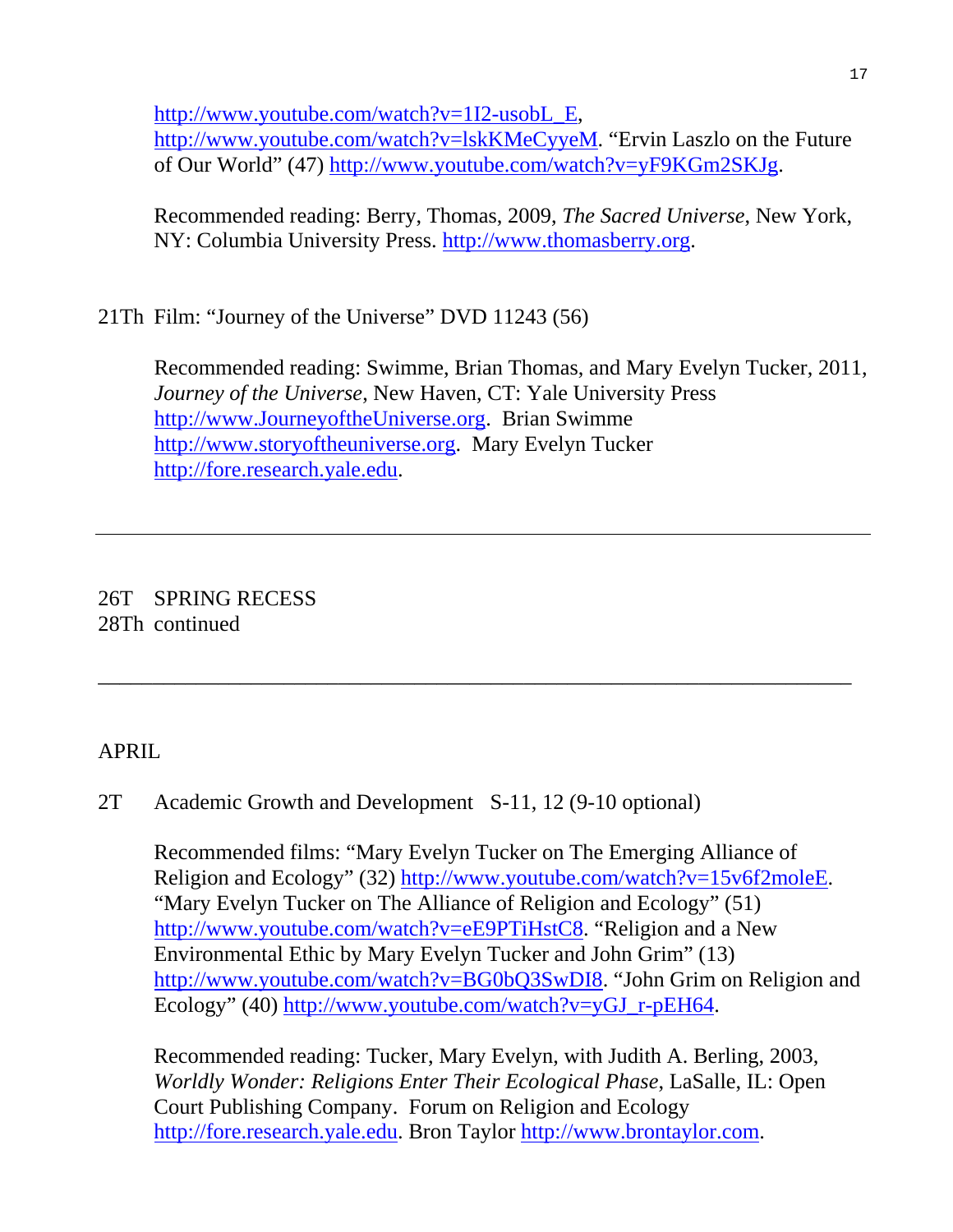http://www.youtube.com/watch?v=1I2-usobL_E, http://www.youtube.com/watch?v=lskKMeCyyeM. "Ervin Laszlo on the Future of Our World" (47) http://www.youtube.com/watch?v=yF9KGm2SKJg.

Recommended reading: Berry, Thomas, 2009, *The Sacred Universe*, New York, NY: Columbia University Press. http://www.thomasberry.org.

21Th Film: "Journey of the Universe" DVD 11243 (56)

Recommended reading: Swimme, Brian Thomas, and Mary Evelyn Tucker, 2011, *Journey of the Universe*, New Haven, CT: Yale University Press http://www.JourneyoftheUniverse.org. Brian Swimme http://www.storyoftheuniverse.org. Mary Evelyn Tucker http://fore.research.yale.edu.

---

26T SPRING RECESS
28Th continued

---

APRIL

2T Academic Growth and Development S-11, 12 (9-10 optional)

Recommended films: "Mary Evelyn Tucker on The Emerging Alliance of Religion and Ecology" (32) http://www.youtube.com/watch?v=15v6f2moleE. "Mary Evelyn Tucker on The Alliance of Religion and Ecology" (51) http://www.youtube.com/watch?v=eE9PTiHstC8. "Religion and a New Environmental Ethic by Mary Evelyn Tucker and John Grim" (13) http://www.youtube.com/watch?v=BG0bQ3SwDI8. "John Grim on Religion and Ecology" (40) http://www.youtube.com/watch?v=yGJ_r-pEH64.

Recommended reading: Tucker, Mary Evelyn, with Judith A. Berling, 2003, *Worldly Wonder: Religions Enter Their Ecological Phase*, LaSalle, IL: Open Court Publishing Company. Forum on Religion and Ecology http://fore.research.yale.edu. Bron Taylor http://www.brontaylor.com.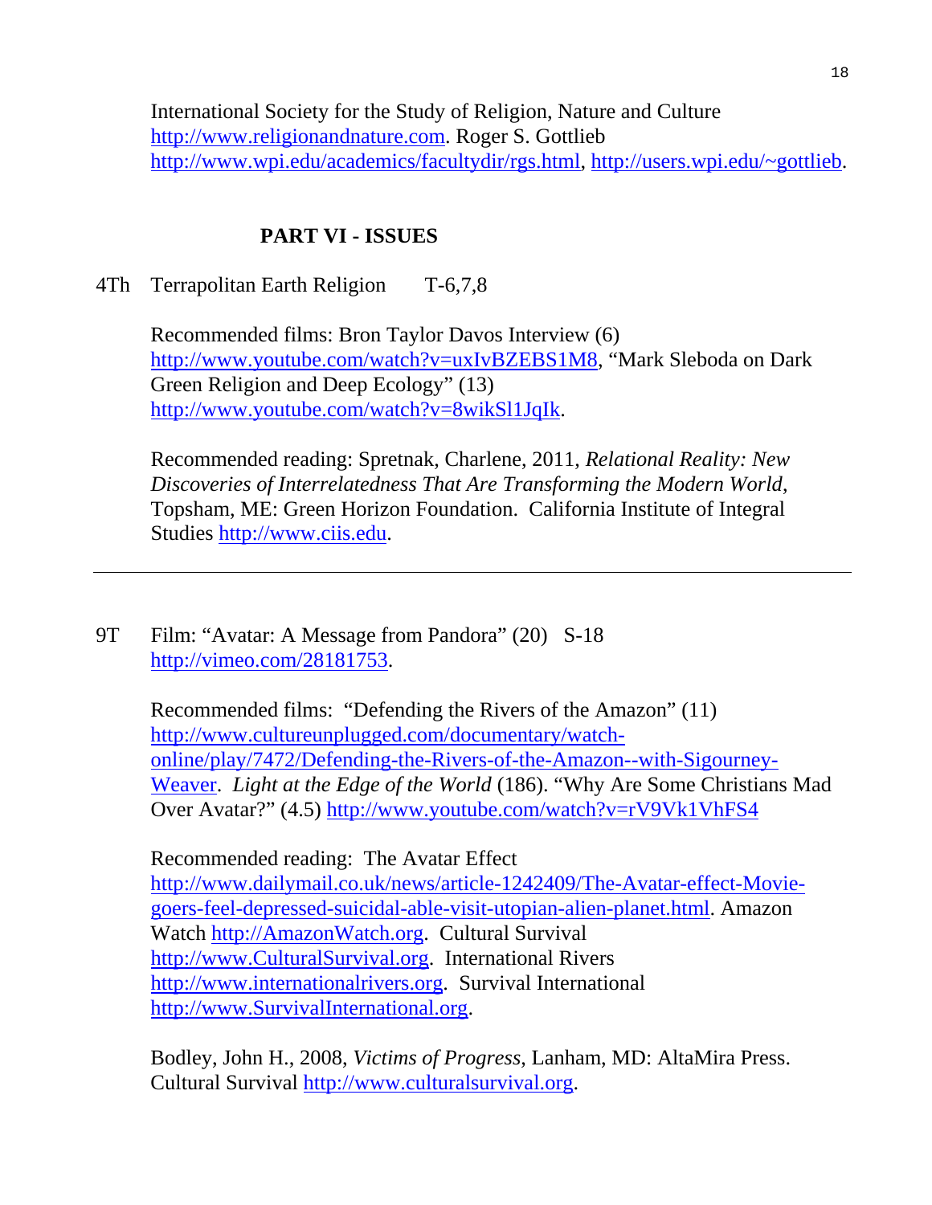International Society for the Study of Religion, Nature and Culture http://www.religionandnature.com. Roger S. Gottlieb http://www.wpi.edu/academics/facultydir/rgs.html, http://users.wpi.edu/~gottlieb.

## PART VI - ISSUES

4Th Terrapolitan Earth Religion T-6,7,8

Recommended films: Bron Taylor Davos Interview (6) http://www.youtube.com/watch?v=uxIvBZEBS1M8, "Mark Sleboda on Dark Green Religion and Deep Ecology" (13) http://www.youtube.com/watch?v=8wikSl1JqIk.

Recommended reading: Spretnak, Charlene, 2011, *Relational Reality: New Discoveries of Interrelatedness That Are Transforming the Modern World*, Topsham, ME: Green Horizon Foundation. California Institute of Integral Studies http://www.ciis.edu.

---

9T Film: "Avatar: A Message from Pandora" (20) S-18 http://vimeo.com/28181753.

Recommended films: "Defending the Rivers of the Amazon" (11) http://www.cultureunplugged.com/documentary/watch-online/play/7472/Defending-the-Rivers-of-the-Amazon--with-Sigourney-Weaver. *Light at the Edge of the World* (186). "Why Are Some Christians Mad Over Avatar?" (4.5) http://www.youtube.com/watch?v=rV9Vk1VhFS4

Recommended reading: The Avatar Effect http://www.dailymail.co.uk/news/article-1242409/The-Avatar-effect-Movie-goers-feel-depressed-suicidal-able-visit-utopian-alien-planet.html. Amazon Watch http://AmazonWatch.org. Cultural Survival http://www.CulturalSurvival.org. International Rivers http://www.internationalrivers.org. Survival International http://www.SurvivalInternational.org.

Bodley, John H., 2008, *Victims of Progress*, Lanham, MD: AltaMira Press. Cultural Survival http://www.culturalsurvival.org.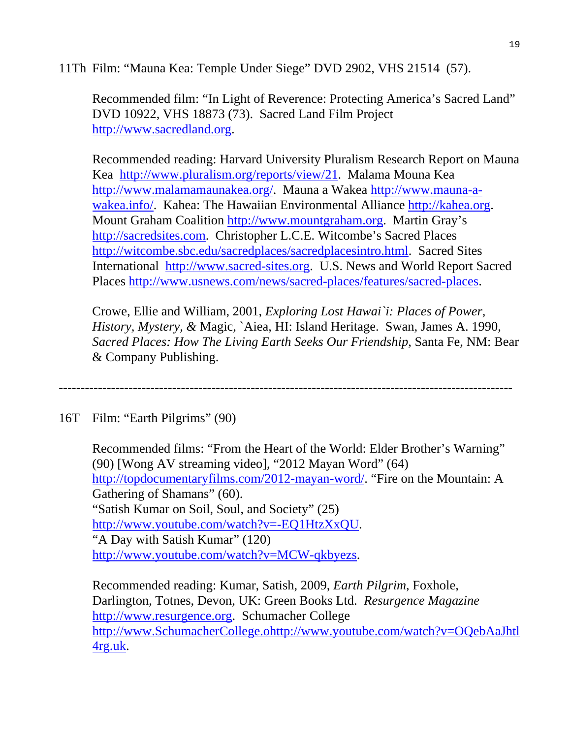11Th Film: "Mauna Kea: Temple Under Siege" DVD 2902, VHS 21514 (57).

Recommended film: "In Light of Reverence: Protecting America's Sacred Land" DVD 10922, VHS 18873 (73). Sacred Land Film Project http://www.sacredland.org.

Recommended reading: Harvard University Pluralism Research Report on Mauna Kea http://www.pluralism.org/reports/view/21. Malama Mouna Kea http://www.malamamaunakea.org/. Mauna a Wakea http://www.mauna-a-wakea.info/. Kahea: The Hawaiian Environmental Alliance http://kahea.org. Mount Graham Coalition http://www.mountgraham.org. Martin Gray's http://sacredsites.com. Christopher L.C.E. Witcombe's Sacred Places http://witcombe.sbc.edu/sacredplaces/sacredplacesintro.html. Sacred Sites International http://www.sacred-sites.org. U.S. News and World Report Sacred Places http://www.usnews.com/news/sacred-places/features/sacred-places.

Crowe, Ellie and William, 2001, *Exploring Lost Hawai`i: Places of Power, History, Mystery, &* Magic, `Aiea, HI: Island Heritage. Swan, James A. 1990, *Sacred Places: How The Living Earth Seeks Our Friendship*, Santa Fe, NM: Bear & Company Publishing.

---

16T Film: "Earth Pilgrims" (90)

Recommended films: "From the Heart of the World: Elder Brother's Warning" (90) [Wong AV streaming video], "2012 Mayan Word" (64) http://topdocumentaryfilms.com/2012-mayan-word/. "Fire on the Mountain: A Gathering of Shamans" (60).
"Satish Kumar on Soil, Soul, and Society" (25) http://www.youtube.com/watch?v=-EQ1HtzXxQU.
"A Day with Satish Kumar" (120) http://www.youtube.com/watch?v=MCW-qkbyezs.

Recommended reading: Kumar, Satish, 2009, *Earth Pilgrim*, Foxhole, Darlington, Totnes, Devon, UK: Green Books Ltd. *Resurgence Magazine* http://www.resurgence.org. Schumacher College http://www.SchumacherCollege.ohttp://www.youtube.com/watch?v=OQebAaJhtl4rg.uk.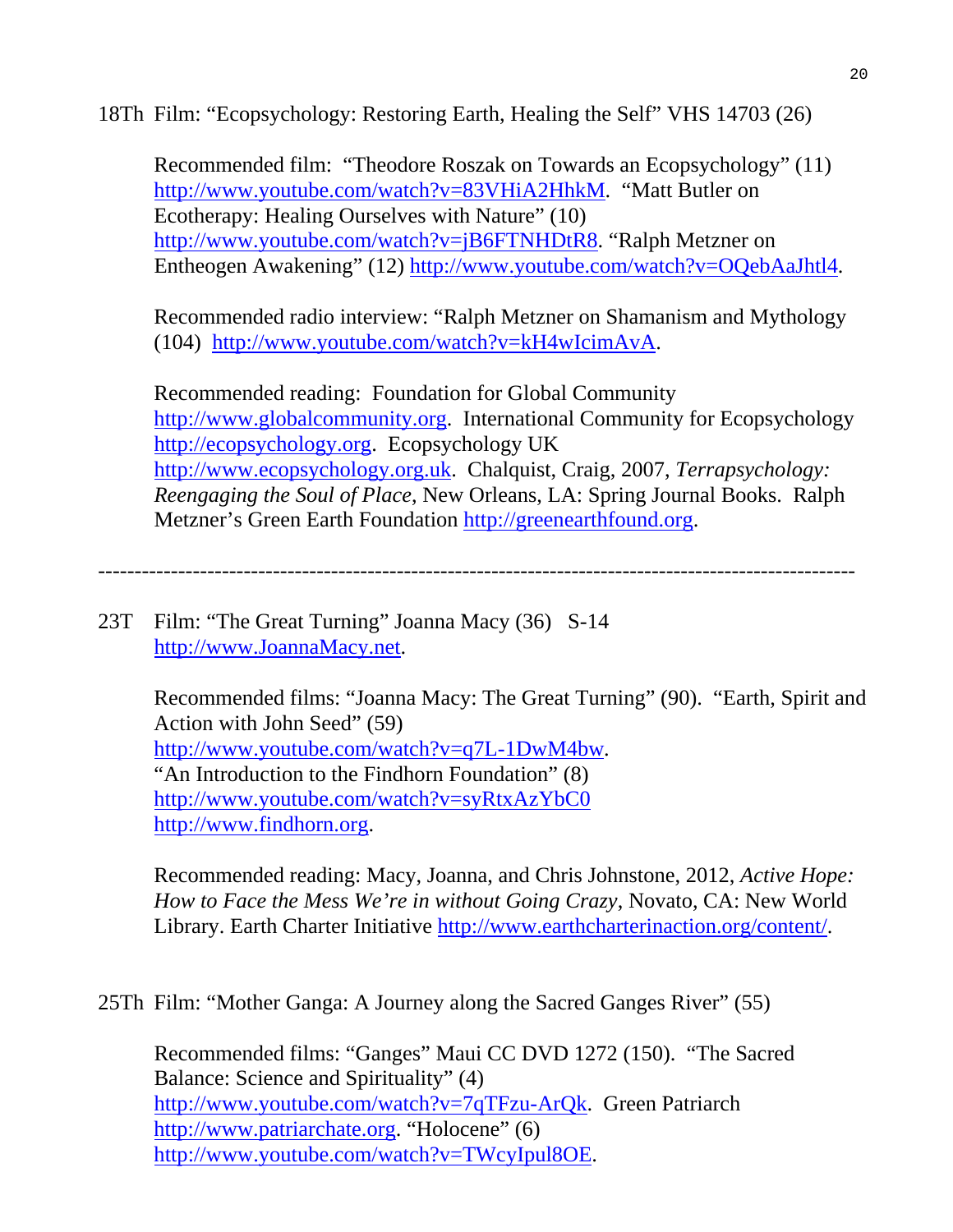18Th Film: “Ecopsychology: Restoring Earth, Healing the Self” VHS 14703 (26)

Recommended film: “Theodore Roszak on Towards an Ecopsychology” (11) http://www.youtube.com/watch?v=83VHiA2HhkM. “Matt Butler on Ecotherapy: Healing Ourselves with Nature” (10) http://www.youtube.com/watch?v=jB6FTNHDtR8. “Ralph Metzner on Entheogen Awakening” (12) http://www.youtube.com/watch?v=OQebAaJhtl4.

Recommended radio interview: “Ralph Metzner on Shamanism and Mythology (104) http://www.youtube.com/watch?v=kH4wIcimAvA.

Recommended reading: Foundation for Global Community http://www.globalcommunity.org. International Community for Ecopsychology http://ecopsychology.org. Ecopsychology UK http://www.ecopsychology.org.uk. Chalquist, Craig, 2007, *Terrapsychology: Reengaging the Soul of Place*, New Orleans, LA: Spring Journal Books. Ralph Metzner’s Green Earth Foundation http://greenearthfound.org.

---

23T Film: “The Great Turning” Joanna Macy (36) S-14 http://www.JoannaMacy.net.

Recommended films: “Joanna Macy: The Great Turning” (90). “Earth, Spirit and Action with John Seed” (59) http://www.youtube.com/watch?v=q7L-1DwM4bw. “An Introduction to the Findhorn Foundation” (8) http://www.youtube.com/watch?v=syRtxAzYbC0 http://www.findhorn.org.

Recommended reading: Macy, Joanna, and Chris Johnstone, 2012, *Active Hope: How to Face the Mess We’re in without Going Crazy*, Novato, CA: New World Library. Earth Charter Initiative http://www.earthcharterinaction.org/content/.

25Th Film: “Mother Ganga: A Journey along the Sacred Ganges River” (55)

Recommended films: “Ganges” Maui CC DVD 1272 (150). “The Sacred Balance: Science and Spirituality” (4) http://www.youtube.com/watch?v=7qTFzu-ArQk. Green Patriarch http://www.patriarchate.org. “Holocene” (6) http://www.youtube.com/watch?v=TWcyIpul8OE.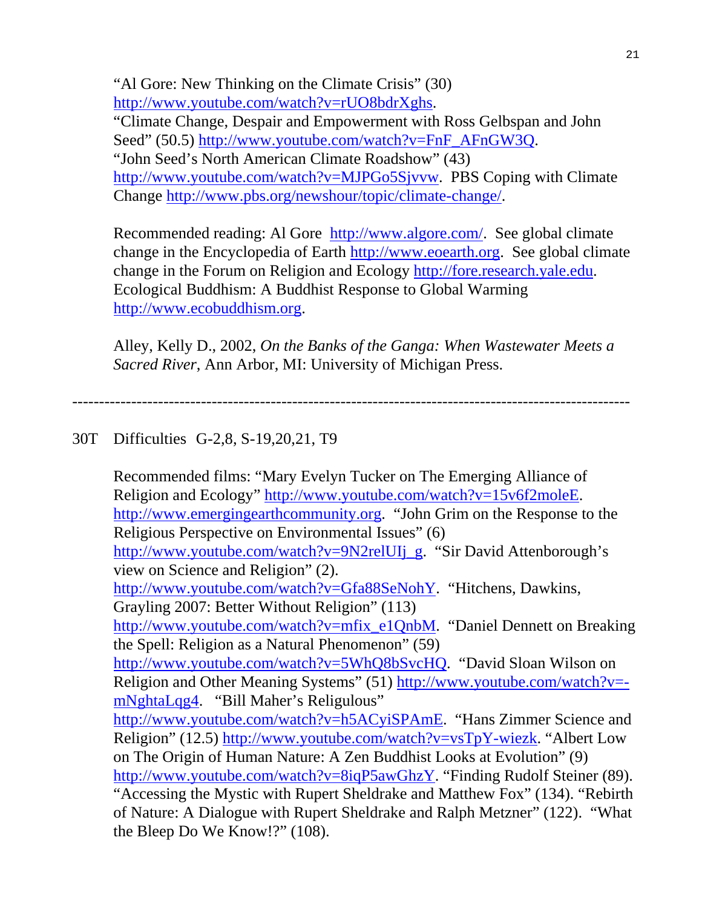"Al Gore: New Thinking on the Climate Crisis" (30) http://www.youtube.com/watch?v=rUO8bdrXghs. "Climate Change, Despair and Empowerment with Ross Gelbspan and John Seed" (50.5) http://www.youtube.com/watch?v=FnF_AFnGW3Q. "John Seed's North American Climate Roadshow" (43) http://www.youtube.com/watch?v=MJPGo5Sjvvw. PBS Coping with Climate Change http://www.pbs.org/newshour/topic/climate-change/.

Recommended reading: Al Gore http://www.algore.com/. See global climate change in the Encyclopedia of Earth http://www.eoearth.org. See global climate change in the Forum on Religion and Ecology http://fore.research.yale.edu. Ecological Buddhism: A Buddhist Response to Global Warming http://www.ecobuddhism.org.

Alley, Kelly D., 2002, *On the Banks of the Ganga: When Wastewater Meets a Sacred River*, Ann Arbor, MI: University of Michigan Press.

---

30T Difficulties G-2,8, S-19,20,21, T9

Recommended films: "Mary Evelyn Tucker on The Emerging Alliance of Religion and Ecology" http://www.youtube.com/watch?v=15v6f2moleE. http://www.emergingearthcommunity.org. "John Grim on the Response to the Religious Perspective on Environmental Issues" (6) http://www.youtube.com/watch?v=9N2relUIj_g. "Sir David Attenborough's view on Science and Religion" (2). http://www.youtube.com/watch?v=Gfa88SeNohY. "Hitchens, Dawkins, Grayling 2007: Better Without Religion" (113) http://www.youtube.com/watch?v=mfix_e1QnbM. "Daniel Dennett on Breaking the Spell: Religion as a Natural Phenomenon" (59) http://www.youtube.com/watch?v=5WhQ8bSvcHQ. "David Sloan Wilson on Religion and Other Meaning Systems" (51) http://www.youtube.com/watch?v=-mNghtaLqg4. "Bill Maher's Religulous" http://www.youtube.com/watch?v=h5ACyiSPAmE. "Hans Zimmer Science and Religion" (12.5) http://www.youtube.com/watch?v=vsTpY-wiezk. "Albert Low on The Origin of Human Nature: A Zen Buddhist Looks at Evolution" (9) http://www.youtube.com/watch?v=8iqP5awGhzY. "Finding Rudolf Steiner (89). "Accessing the Mystic with Rupert Sheldrake and Matthew Fox" (134). "Rebirth of Nature: A Dialogue with Rupert Sheldrake and Ralph Metzner" (122). "What the Bleep Do We Know!?" (108).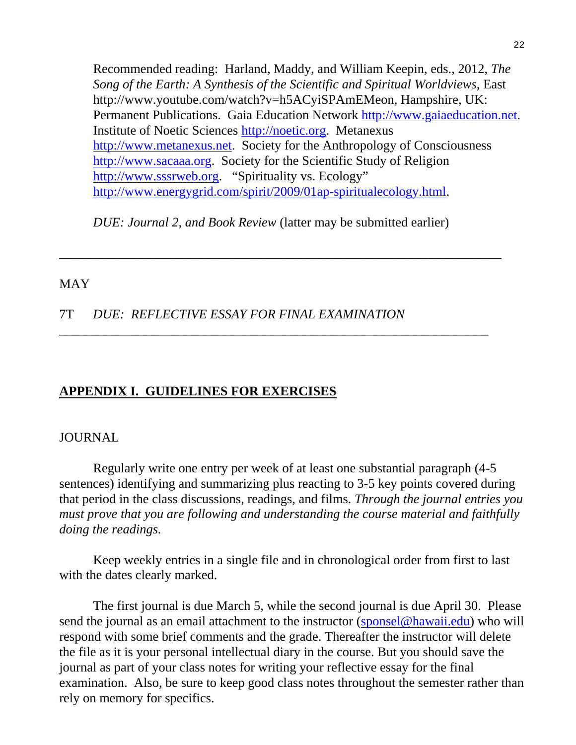Recommended reading: Harland, Maddy, and William Keepin, eds., 2012, *The Song of the Earth: A Synthesis of the Scientific and Spiritual Worldviews*, East http://www.youtube.com/watch?v=h5ACyiSPAmEMeon, Hampshire, UK: Permanent Publications. Gaia Education Network http://www.gaiaeducation.net. Institute of Noetic Sciences http://noetic.org. Metanexus http://www.metanexus.net. Society for the Anthropology of Consciousness http://www.sacaaa.org. Society for the Scientific Study of Religion http://www.sssrweb.org. "Spirituality vs. Ecology" http://www.energygrid.com/spirit/2009/01ap-spiritualecology.html.

*DUE: Journal 2, and Book Review* (latter may be submitted earlier)

---

MAY

7T *DUE: REFLECTIVE ESSAY FOR FINAL EXAMINATION*

---

## APPENDIX I. GUIDELINES FOR EXERCISES

### JOURNAL

Regularly write one entry per week of at least one substantial paragraph (4-5 sentences) identifying and summarizing plus reacting to 3-5 key points covered during that period in the class discussions, readings, and films. *Through the journal entries you must prove that you are following and understanding the course material and faithfully doing the readings.*

Keep weekly entries in a single file and in chronological order from first to last with the dates clearly marked.

The first journal is due March 5, while the second journal is due April 30. Please send the journal as an email attachment to the instructor (sponsel@hawaii.edu) who will respond with some brief comments and the grade. Thereafter the instructor will delete the file as it is your personal intellectual diary in the course. But you should save the journal as part of your class notes for writing your reflective essay for the final examination. Also, be sure to keep good class notes throughout the semester rather than rely on memory for specifics.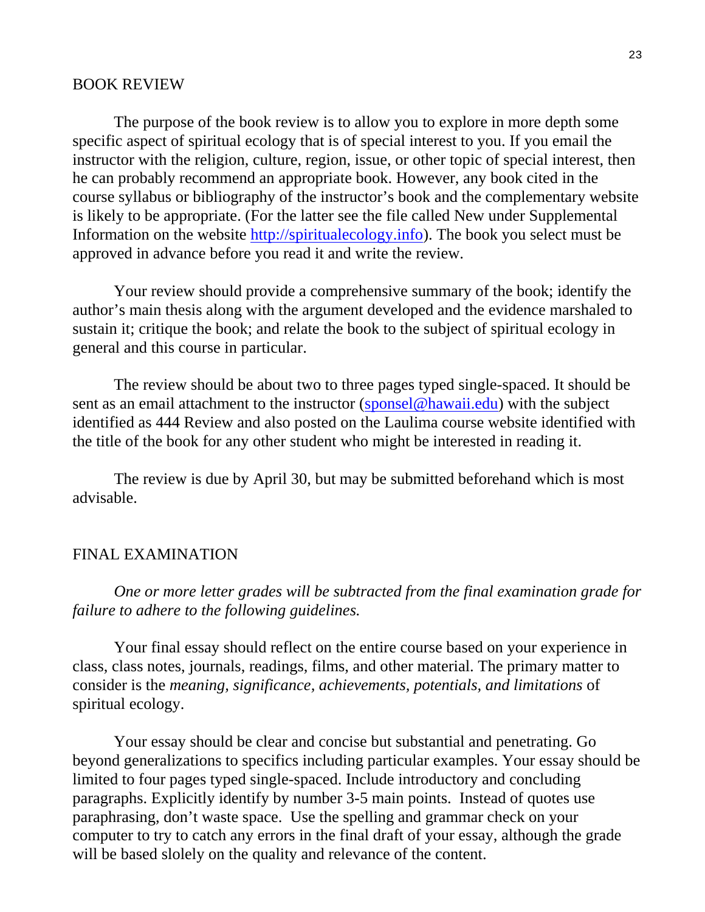## BOOK REVIEW

The purpose of the book review is to allow you to explore in more depth some specific aspect of spiritual ecology that is of special interest to you. If you email the instructor with the religion, culture, region, issue, or other topic of special interest, then he can probably recommend an appropriate book. However, any book cited in the course syllabus or bibliography of the instructor's book and the complementary website is likely to be appropriate. (For the latter see the file called New under Supplemental Information on the website http://spiritualecology.info). The book you select must be approved in advance before you read it and write the review.

Your review should provide a comprehensive summary of the book; identify the author's main thesis along with the argument developed and the evidence marshaled to sustain it; critique the book; and relate the book to the subject of spiritual ecology in general and this course in particular.

The review should be about two to three pages typed single-spaced. It should be sent as an email attachment to the instructor (sponsel@hawaii.edu) with the subject identified as 444 Review and also posted on the Laulima course website identified with the title of the book for any other student who might be interested in reading it.

The review is due by April 30, but may be submitted beforehand which is most advisable.

## FINAL EXAMINATION

*One or more letter grades will be subtracted from the final examination grade for failure to adhere to the following guidelines.*

Your final essay should reflect on the entire course based on your experience in class, class notes, journals, readings, films, and other material. The primary matter to consider is the *meaning, significance, achievements, potentials, and limitations* of spiritual ecology.

Your essay should be clear and concise but substantial and penetrating. Go beyond generalizations to specifics including particular examples. Your essay should be limited to four pages typed single-spaced. Include introductory and concluding paragraphs. Explicitly identify by number 3-5 main points. Instead of quotes use paraphrasing, don't waste space. Use the spelling and grammar check on your computer to try to catch any errors in the final draft of your essay, although the grade will be based slolely on the quality and relevance of the content.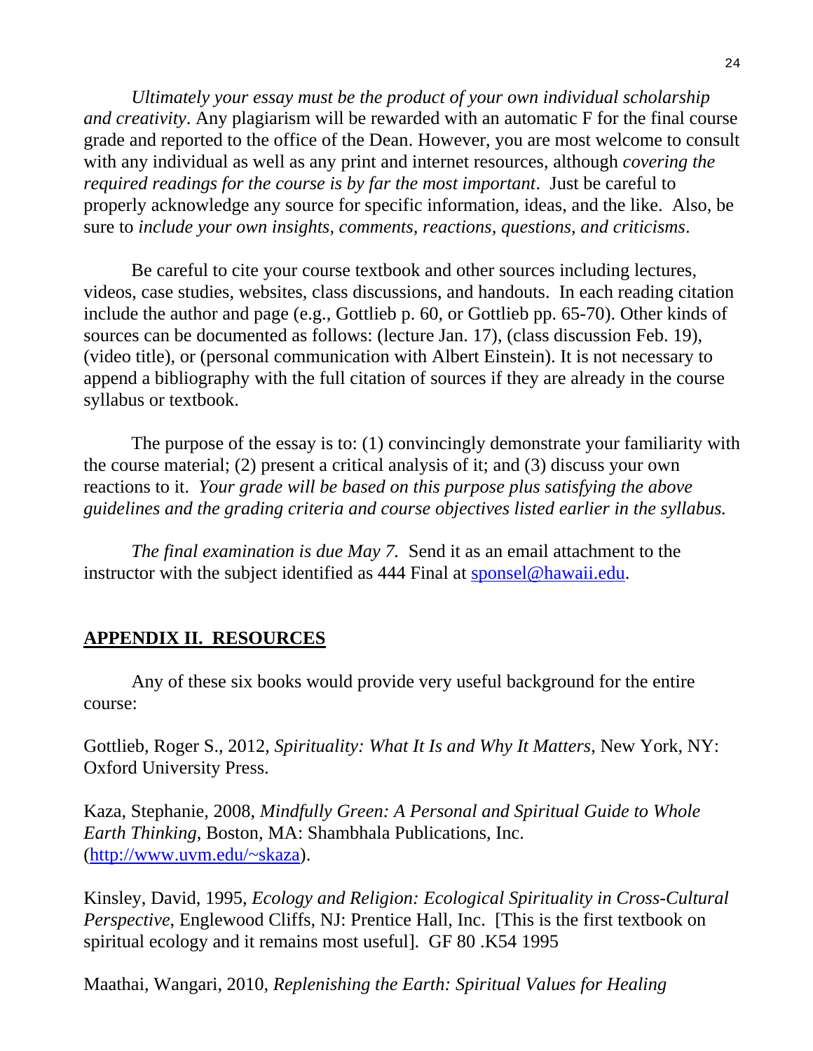*Ultimately your essay must be the product of your own individual scholarship and creativity*. Any plagiarism will be rewarded with an automatic F for the final course grade and reported to the office of the Dean. However, you are most welcome to consult with any individual as well as any print and internet resources, although *covering the required readings for the course is by far the most important*. Just be careful to properly acknowledge any source for specific information, ideas, and the like. Also, be sure to *include your own insights, comments, reactions, questions, and criticisms*.

Be careful to cite your course textbook and other sources including lectures, videos, case studies, websites, class discussions, and handouts. In each reading citation include the author and page (e.g., Gottlieb p. 60, or Gottlieb pp. 65-70). Other kinds of sources can be documented as follows: (lecture Jan. 17), (class discussion Feb. 19), (video title), or (personal communication with Albert Einstein). It is not necessary to append a bibliography with the full citation of sources if they are already in the course syllabus or textbook.

The purpose of the essay is to: (1) convincingly demonstrate your familiarity with the course material; (2) present a critical analysis of it; and (3) discuss your own reactions to it. *Your grade will be based on this purpose plus satisfying the above guidelines and the grading criteria and course objectives listed earlier in the syllabus.*

*The final examination is due May 7.* Send it as an email attachment to the instructor with the subject identified as 444 Final at [sponsel@hawaii.edu](mailto:sponsel@hawaii.edu).

## APPENDIX II. RESOURCES

Any of these six books would provide very useful background for the entire course:

Gottlieb, Roger S., 2012, *Spirituality: What It Is and Why It Matters*, New York, NY: Oxford University Press.

Kaza, Stephanie, 2008, *Mindfully Green: A Personal and Spiritual Guide to Whole Earth Thinking*, Boston, MA: Shambhala Publications, Inc. ([http://www.uvm.edu/~skaza](http://www.uvm.edu/~skaza)).

Kinsley, David, 1995, *Ecology and Religion: Ecological Spirituality in Cross-Cultural Perspective*, Englewood Cliffs, NJ: Prentice Hall, Inc. [This is the first textbook on spiritual ecology and it remains most useful]. GF 80 .K54 1995

Maathai, Wangari, 2010, *Replenishing the Earth: Spiritual Values for Healing*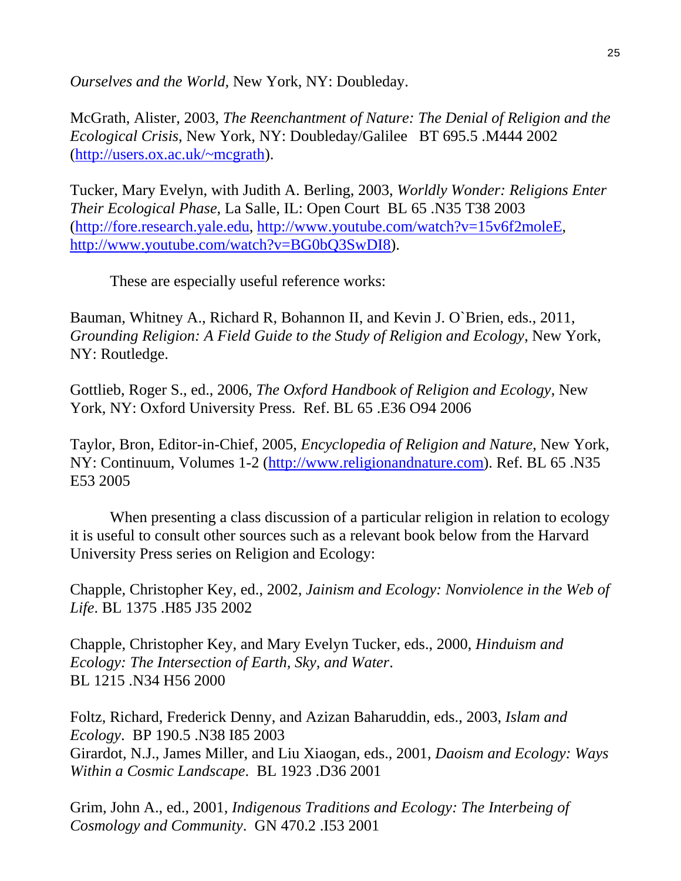*Ourselves and the World,* New York, NY: Doubleday.

McGrath, Alister, 2003, *The Reenchantment of Nature: The Denial of Religion and the Ecological Crisis*, New York, NY: Doubleday/Galilee BT 695.5 .M444 2002 (http://users.ox.ac.uk/~mcgrath).

Tucker, Mary Evelyn, with Judith A. Berling, 2003, *Worldly Wonder: Religions Enter Their Ecological Phase*, La Salle, IL: Open Court BL 65 .N35 T38 2003 (http://fore.research.yale.edu, http://www.youtube.com/watch?v=15v6f2moleE, http://www.youtube.com/watch?v=BG0bQ3SwDI8).

These are especially useful reference works:

Bauman, Whitney A., Richard R, Bohannon II, and Kevin J. O`Brien, eds., 2011, *Grounding Religion: A Field Guide to the Study of Religion and Ecology,* New York, NY: Routledge.

Gottlieb, Roger S., ed., 2006, *The Oxford Handbook of Religion and Ecology*, New York, NY: Oxford University Press. Ref. BL 65 .E36 O94 2006

Taylor, Bron, Editor-in-Chief, 2005, *Encyclopedia of Religion and Nature*, New York, NY: Continuum, Volumes 1-2 (http://www.religionandnature.com). Ref. BL 65 .N35 E53 2005

When presenting a class discussion of a particular religion in relation to ecology it is useful to consult other sources such as a relevant book below from the Harvard University Press series on Religion and Ecology:

Chapple, Christopher Key, ed., 2002, *Jainism and Ecology: Nonviolence in the Web of Life*. BL 1375 .H85 J35 2002

Chapple, Christopher Key, and Mary Evelyn Tucker, eds., 2000, *Hinduism and Ecology: The Intersection of Earth, Sky, and Water*.
BL 1215 .N34 H56 2000

Foltz, Richard, Frederick Denny, and Azizan Baharuddin, eds., 2003, *Islam and Ecology*. BP 190.5 .N38 I85 2003
Girardot, N.J., James Miller, and Liu Xiaogan, eds., 2001, *Daoism and Ecology: Ways Within a Cosmic Landscape*. BL 1923 .D36 2001

Grim, John A., ed., 2001, *Indigenous Traditions and Ecology: The Interbeing of Cosmology and Community*. GN 470.2 .I53 2001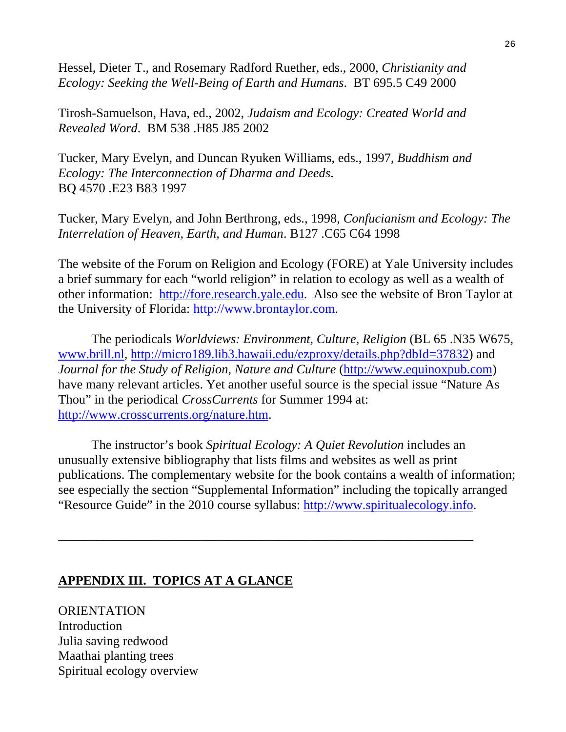Hessel, Dieter T., and Rosemary Radford Ruether, eds., 2000, *Christianity and Ecology: Seeking the Well-Being of Earth and Humans*. BT 695.5 C49 2000

Tirosh-Samuelson, Hava, ed., 2002, *Judaism and Ecology: Created World and Revealed Word*. BM 538 .H85 J85 2002

Tucker, Mary Evelyn, and Duncan Ryuken Williams, eds., 1997, *Buddhism and Ecology: The Interconnection of Dharma and Deeds*.
BQ 4570 .E23 B83 1997

Tucker, Mary Evelyn, and John Berthrong, eds., 1998, *Confucianism and Ecology: The Interrelation of Heaven, Earth, and Human*. B127 .C65 C64 1998

The website of the Forum on Religion and Ecology (FORE) at Yale University includes a brief summary for each "world religion" in relation to ecology as well as a wealth of other information: http://fore.research.yale.edu. Also see the website of Bron Taylor at the University of Florida: http://www.brontaylor.com.

The periodicals *Worldviews: Environment, Culture, Religion* (BL 65 .N35 W675, www.brill.nl, http://micro189.lib3.hawaii.edu/ezproxy/details.php?dbId=37832) and *Journal for the Study of Religion, Nature and Culture* (http://www.equinoxpub.com) have many relevant articles. Yet another useful source is the special issue "Nature As Thou" in the periodical *CrossCurrents* for Summer 1994 at: http://www.crosscurrents.org/nature.htm.

The instructor's book *Spiritual Ecology: A Quiet Revolution* includes an unusually extensive bibliography that lists films and websites as well as print publications. The complementary website for the book contains a wealth of information; see especially the section "Supplemental Information" including the topically arranged "Resource Guide" in the 2010 course syllabus: http://www.spiritualecology.info.

---

## APPENDIX III. TOPICS AT A GLANCE

ORIENTATION
Introduction
Julia saving redwood
Maathai planting trees
Spiritual ecology overview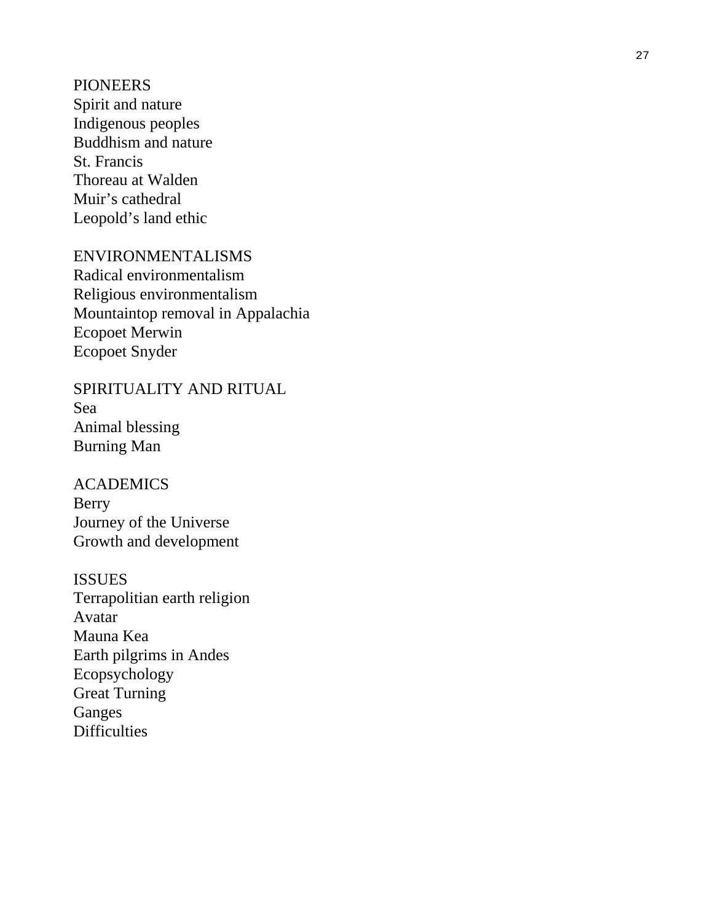PIONEERS
Spirit and nature
Indigenous peoples
Buddhism and nature
St. Francis
Thoreau at Walden
Muir’s cathedral
Leopold’s land ethic

ENVIRONMENTALISMS
Radical environmentalism
Religious environmentalism
Mountaintop removal in Appalachia
Ecopoet Merwin
Ecopoet Snyder

SPIRITUALITY AND RITUAL
Sea
Animal blessing
Burning Man

ACADEMICS
Berry
Journey of the Universe
Growth and development

ISSUES
Terrapolitian earth religion
Avatar
Mauna Kea
Earth pilgrims in Andes
Ecopsychology
Great Turning
Ganges
Difficulties